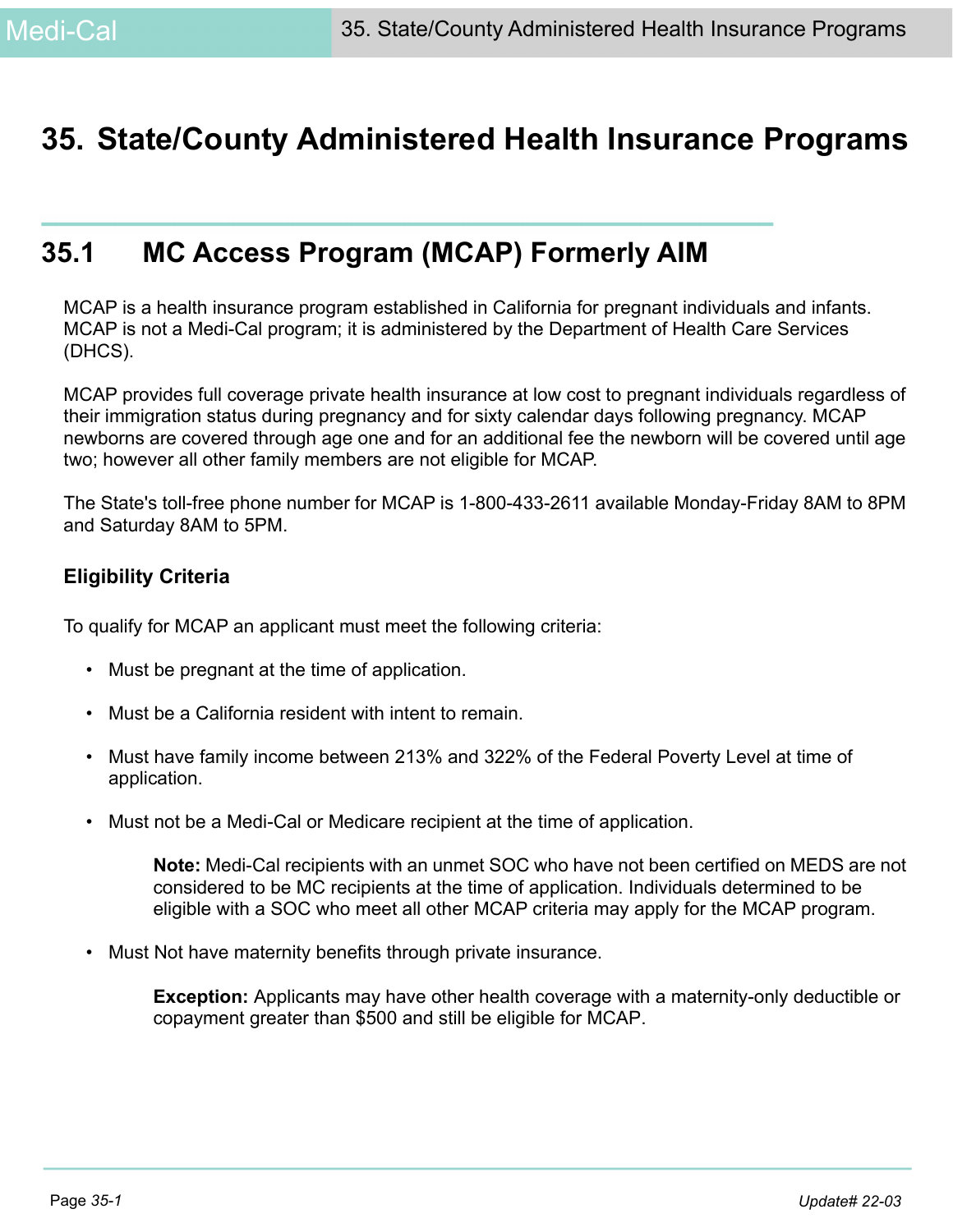# 35. State/County Administered Health Insurance Programs

## 35.1 MC Access Program (MCAP) Formerly AIM

MCAP is a health insurance program established in California for pregnant individuals and infants. MCAP is not a Medi-Cal program; it is administered by the Department of Health Care Services (DHCS).

MCAP provides full coverage private health insurance at low cost to pregnant individuals regardless of their immigration status during pregnancy and for sixty calendar days following pregnancy. MCAP newborns are covered through age one and for an additional fee the newborn will be covered until age two; however all other family members are not eligible for MCAP.

The State's toll-free phone number for MCAP is 1-800-433-2611 available Monday-Friday 8AM to 8PM and Saturday 8AM to 5PM.

### Eligibility Criteria

To qualify for MCAP an applicant must meet the following criteria:

- Must be pregnant at the time of application.
- Must be a California resident with intent to remain.
- Must have family income between 213% and 322% of the Federal Poverty Level at time of application.
- Must not be a Medi-Cal or Medicare recipient at the time of application.

  **Note:** Medi-Cal recipients with an unmet SOC who have not been certified on MEDS are not considered to be MC recipients at the time of application. Individuals determined to be eligible with a SOC who meet all other MCAP criteria may apply for the MCAP program.

- Must Not have maternity benefits through private insurance.

  **Exception:** Applicants may have other health coverage with a maternity-only deductible or copayment greater than $500 and still be eligible for MCAP.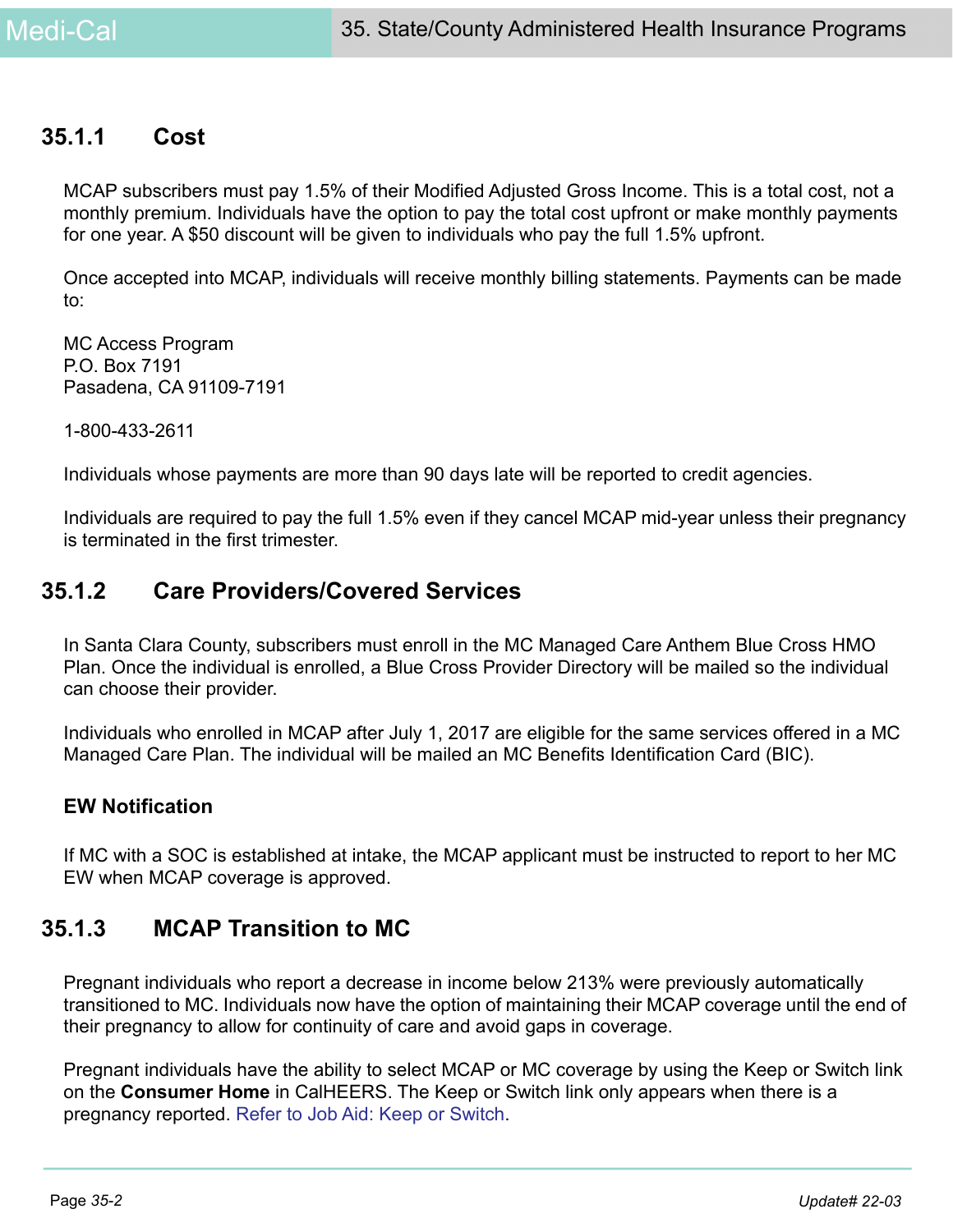### 35.1.1 Cost

MCAP subscribers must pay 1.5% of their Modified Adjusted Gross Income. This is a total cost, not a monthly premium. Individuals have the option to pay the total cost upfront or make monthly payments for one year. A $50 discount will be given to individuals who pay the full 1.5% upfront.

Once accepted into MCAP, individuals will receive monthly billing statements. Payments can be made to:

MC Access Program
P.O. Box 7191
Pasadena, CA 91109-7191

1-800-433-2611

Individuals whose payments are more than 90 days late will be reported to credit agencies.

Individuals are required to pay the full 1.5% even if they cancel MCAP mid-year unless their pregnancy is terminated in the first trimester.

### 35.1.2 Care Providers/Covered Services

In Santa Clara County, subscribers must enroll in the MC Managed Care Anthem Blue Cross HMO Plan. Once the individual is enrolled, a Blue Cross Provider Directory will be mailed so the individual can choose their provider.

Individuals who enrolled in MCAP after July 1, 2017 are eligible for the same services offered in a MC Managed Care Plan. The individual will be mailed an MC Benefits Identification Card (BIC).

**EW Notification**

If MC with a SOC is established at intake, the MCAP applicant must be instructed to report to her MC EW when MCAP coverage is approved.

### 35.1.3 MCAP Transition to MC

Pregnant individuals who report a decrease in income below 213% were previously automatically transitioned to MC. Individuals now have the option of maintaining their MCAP coverage until the end of their pregnancy to allow for continuity of care and avoid gaps in coverage.

Pregnant individuals have the ability to select MCAP or MC coverage by using the Keep or Switch link on the **Consumer Home** in CalHEERS. The Keep or Switch link only appears when there is a pregnancy reported. Refer to Job Aid: Keep or Switch.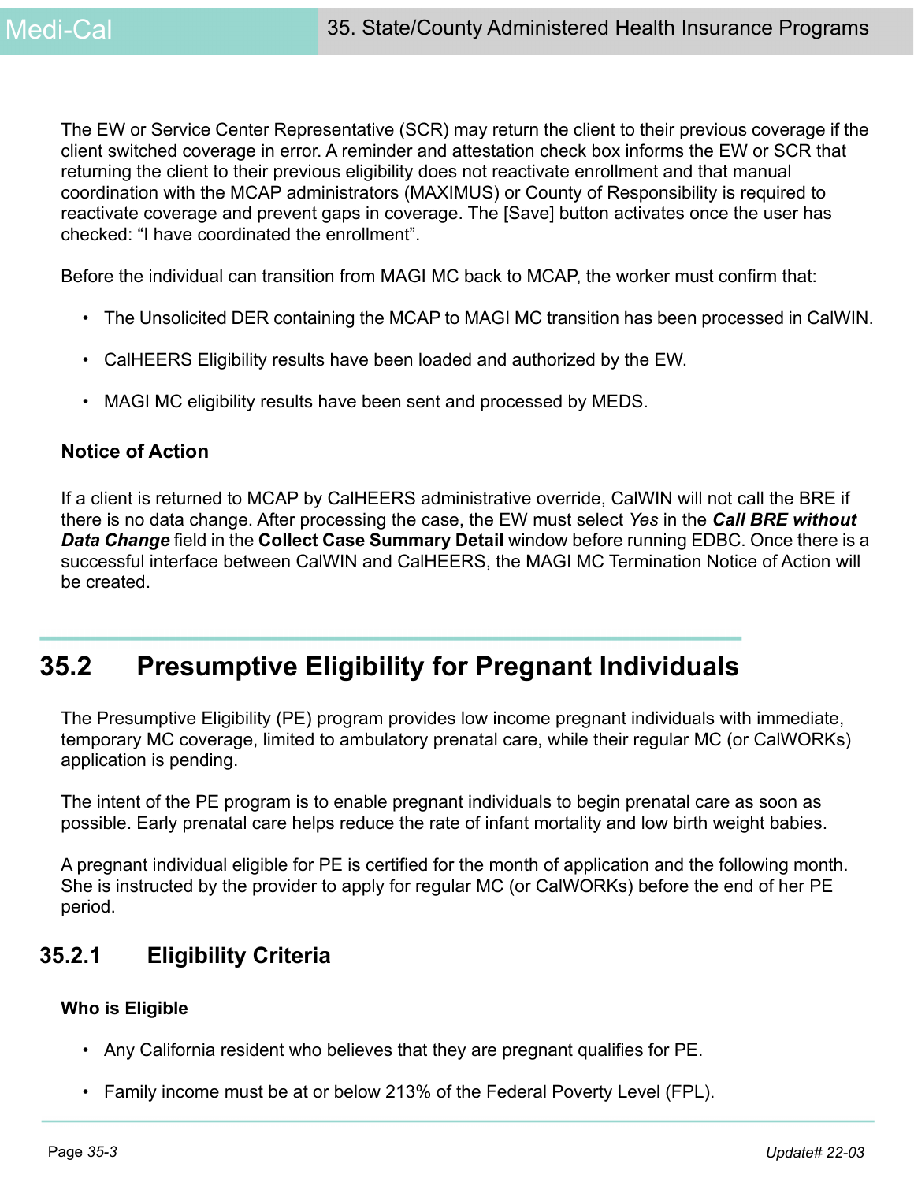The EW or Service Center Representative (SCR) may return the client to their previous coverage if the client switched coverage in error. A reminder and attestation check box informs the EW or SCR that returning the client to their previous eligibility does not reactivate enrollment and that manual coordination with the MCAP administrators (MAXIMUS) or County of Responsibility is required to reactivate coverage and prevent gaps in coverage. The [Save] button activates once the user has checked: "I have coordinated the enrollment".

Before the individual can transition from MAGI MC back to MCAP, the worker must confirm that:

- The Unsolicited DER containing the MCAP to MAGI MC transition has been processed in CalWIN.
- CalHEERS Eligibility results have been loaded and authorized by the EW.
- MAGI MC eligibility results have been sent and processed by MEDS.

#### Notice of Action

If a client is returned to MCAP by CalHEERS administrative override, CalWIN will not call the BRE if there is no data change. After processing the case, the EW must select *Yes* in the ***Call BRE without Data Change*** field in the **Collect Case Summary Detail** window before running EDBC. Once there is a successful interface between CalWIN and CalHEERS, the MAGI MC Termination Notice of Action will be created.

## 35.2 Presumptive Eligibility for Pregnant Individuals

The Presumptive Eligibility (PE) program provides low income pregnant individuals with immediate, temporary MC coverage, limited to ambulatory prenatal care, while their regular MC (or CalWORKs) application is pending.

The intent of the PE program is to enable pregnant individuals to begin prenatal care as soon as possible. Early prenatal care helps reduce the rate of infant mortality and low birth weight babies.

A pregnant individual eligible for PE is certified for the month of application and the following month. She is instructed by the provider to apply for regular MC (or CalWORKs) before the end of her PE period.

### 35.2.1 Eligibility Criteria

#### Who is Eligible

- Any California resident who believes that they are pregnant qualifies for PE.
- Family income must be at or below 213% of the Federal Poverty Level (FPL).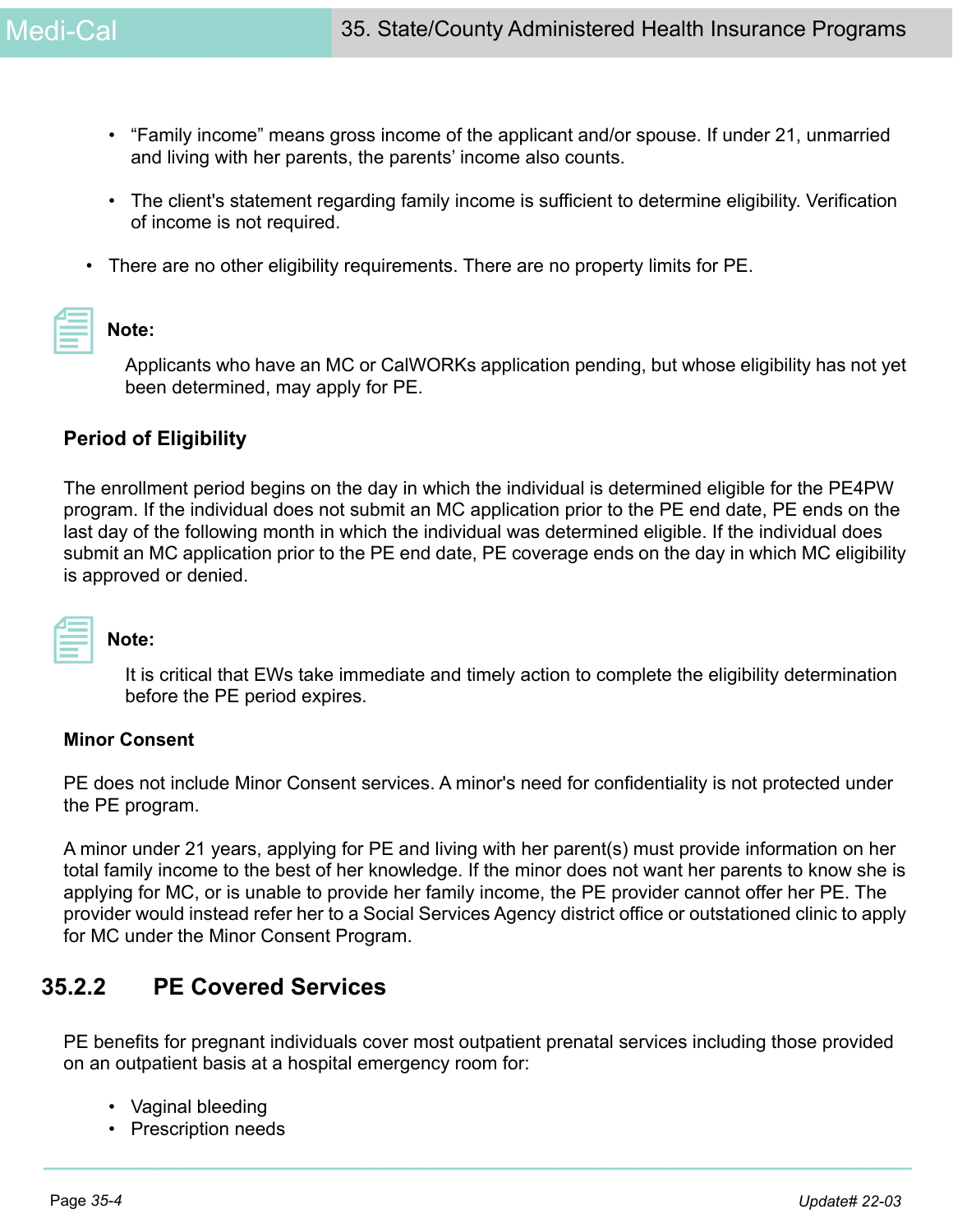- "Family income" means gross income of the applicant and/or spouse. If under 21, unmarried and living with her parents, the parents' income also counts.

- The client's statement regarding family income is sufficient to determine eligibility. Verification of income is not required.

- There are no other eligibility requirements. There are no property limits for PE.

**Note:**

Applicants who have an MC or CalWORKs application pending, but whose eligibility has not yet been determined, may apply for PE.

### Period of Eligibility

The enrollment period begins on the day in which the individual is determined eligible for the PE4PW program. If the individual does not submit an MC application prior to the PE end date, PE ends on the last day of the following month in which the individual was determined eligible. If the individual does submit an MC application prior to the PE end date, PE coverage ends on the day in which MC eligibility is approved or denied.

**Note:**

It is critical that EWs take immediate and timely action to complete the eligibility determination before the PE period expires.

### Minor Consent

PE does not include Minor Consent services. A minor's need for confidentiality is not protected under the PE program.

A minor under 21 years, applying for PE and living with her parent(s) must provide information on her total family income to the best of her knowledge. If the minor does not want her parents to know she is applying for MC, or is unable to provide her family income, the PE provider cannot offer her PE. The provider would instead refer her to a Social Services Agency district office or outstationed clinic to apply for MC under the Minor Consent Program.

## 35.2.2 PE Covered Services

PE benefits for pregnant individuals cover most outpatient prenatal services including those provided on an outpatient basis at a hospital emergency room for:

- Vaginal bleeding
- Prescription needs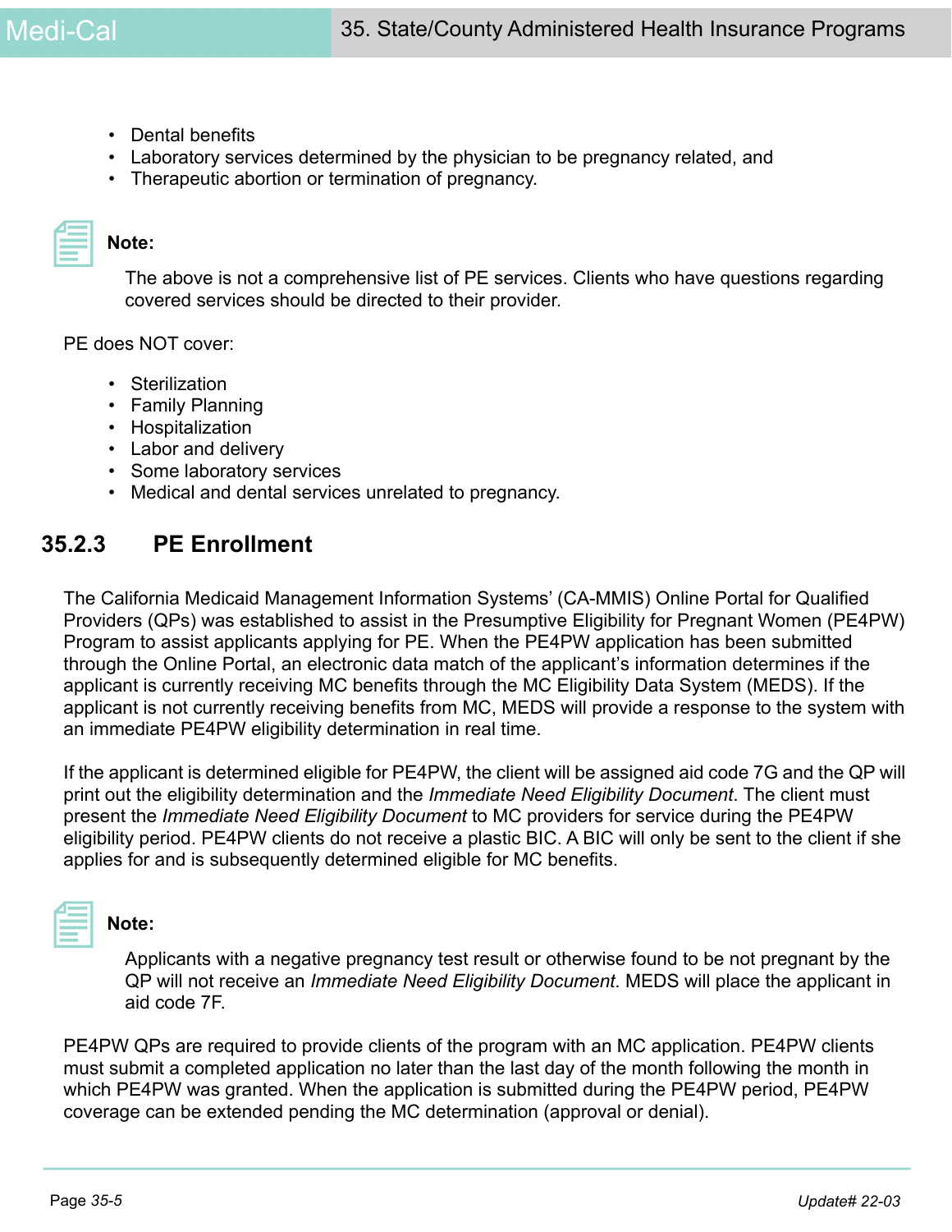- Dental benefits
- Laboratory services determined by the physician to be pregnancy related, and
- Therapeutic abortion or termination of pregnancy.

**Note:**

The above is not a comprehensive list of PE services. Clients who have questions regarding covered services should be directed to their provider.

PE does NOT cover:

- Sterilization
- Family Planning
- Hospitalization
- Labor and delivery
- Some laboratory services
- Medical and dental services unrelated to pregnancy.

### 35.2.3 PE Enrollment

The California Medicaid Management Information Systems' (CA-MMIS) Online Portal for Qualified Providers (QPs) was established to assist in the Presumptive Eligibility for Pregnant Women (PE4PW) Program to assist applicants applying for PE. When the PE4PW application has been submitted through the Online Portal, an electronic data match of the applicant's information determines if the applicant is currently receiving MC benefits through the MC Eligibility Data System (MEDS). If the applicant is not currently receiving benefits from MC, MEDS will provide a response to the system with an immediate PE4PW eligibility determination in real time.

If the applicant is determined eligible for PE4PW, the client will be assigned aid code 7G and the QP will print out the eligibility determination and the *Immediate Need Eligibility Document*. The client must present the *Immediate Need Eligibility Document* to MC providers for service during the PE4PW eligibility period. PE4PW clients do not receive a plastic BIC. A BIC will only be sent to the client if she applies for and is subsequently determined eligible for MC benefits.

**Note:**

Applicants with a negative pregnancy test result or otherwise found to be not pregnant by the QP will not receive an *Immediate Need Eligibility Document*. MEDS will place the applicant in aid code 7F.

PE4PW QPs are required to provide clients of the program with an MC application. PE4PW clients must submit a completed application no later than the last day of the month following the month in which PE4PW was granted. When the application is submitted during the PE4PW period, PE4PW coverage can be extended pending the MC determination (approval or denial).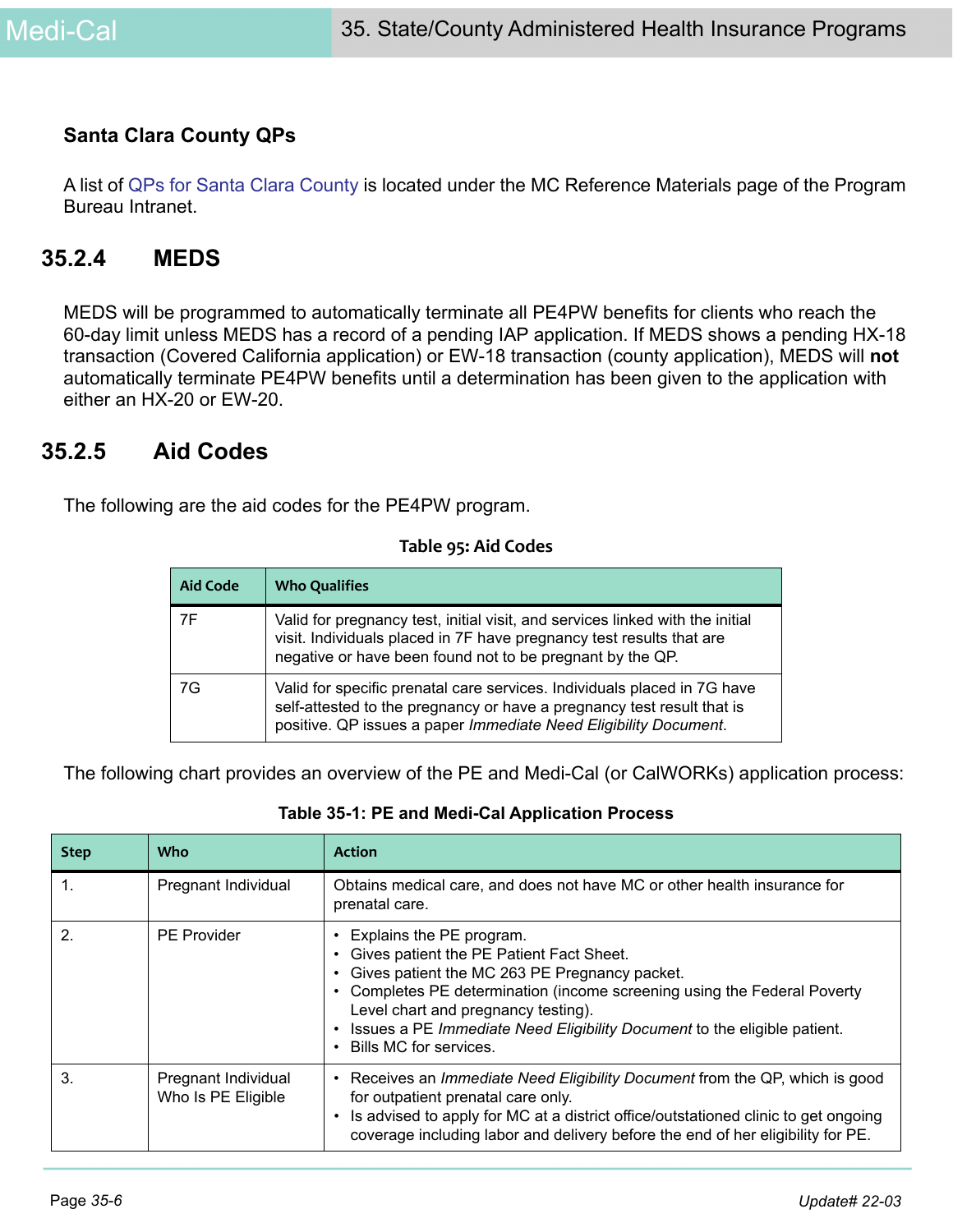### Santa Clara County QPs

A list of QPs for Santa Clara County is located under the MC Reference Materials page of the Program Bureau Intranet.

## 35.2.4 MEDS

MEDS will be programmed to automatically terminate all PE4PW benefits for clients who reach the 60-day limit unless MEDS has a record of a pending IAP application. If MEDS shows a pending HX-18 transaction (Covered California application) or EW-18 transaction (county application), MEDS will **not** automatically terminate PE4PW benefits until a determination has been given to the application with either an HX-20 or EW-20.

## 35.2.5 Aid Codes

The following are the aid codes for the PE4PW program.

**Table 95: Aid Codes**

| Aid Code | Who Qualifies |
| --- | --- |
| 7F | Valid for pregnancy test, initial visit, and services linked with the initial visit. Individuals placed in 7F have pregnancy test results that are negative or have been found not to be pregnant by the QP. |
| 7G | Valid for specific prenatal care services. Individuals placed in 7G have self-attested to the pregnancy or have a pregnancy test result that is positive. QP issues a paper *Immediate Need Eligibility Document*. |

The following chart provides an overview of the PE and Medi-Cal (or CalWORKs) application process:

**Table 35-1: PE and Medi-Cal Application Process**

| Step | Who | Action |
| --- | --- | --- |
| 1. | Pregnant Individual | Obtains medical care, and does not have MC or other health insurance for prenatal care. |
| 2. | PE Provider | • Explains the PE program.<br>• Gives patient the PE Patient Fact Sheet.<br>• Gives patient the MC 263 PE Pregnancy packet.<br>• Completes PE determination (income screening using the Federal Poverty Level chart and pregnancy testing).<br>• Issues a PE *Immediate Need Eligibility Document* to the eligible patient.<br>• Bills MC for services. |
| 3. | Pregnant Individual Who Is PE Eligible | • Receives an *Immediate Need Eligibility Document* from the QP, which is good for outpatient prenatal care only.<br>• Is advised to apply for MC at a district office/outstationed clinic to get ongoing coverage including labor and delivery before the end of her eligibility for PE. |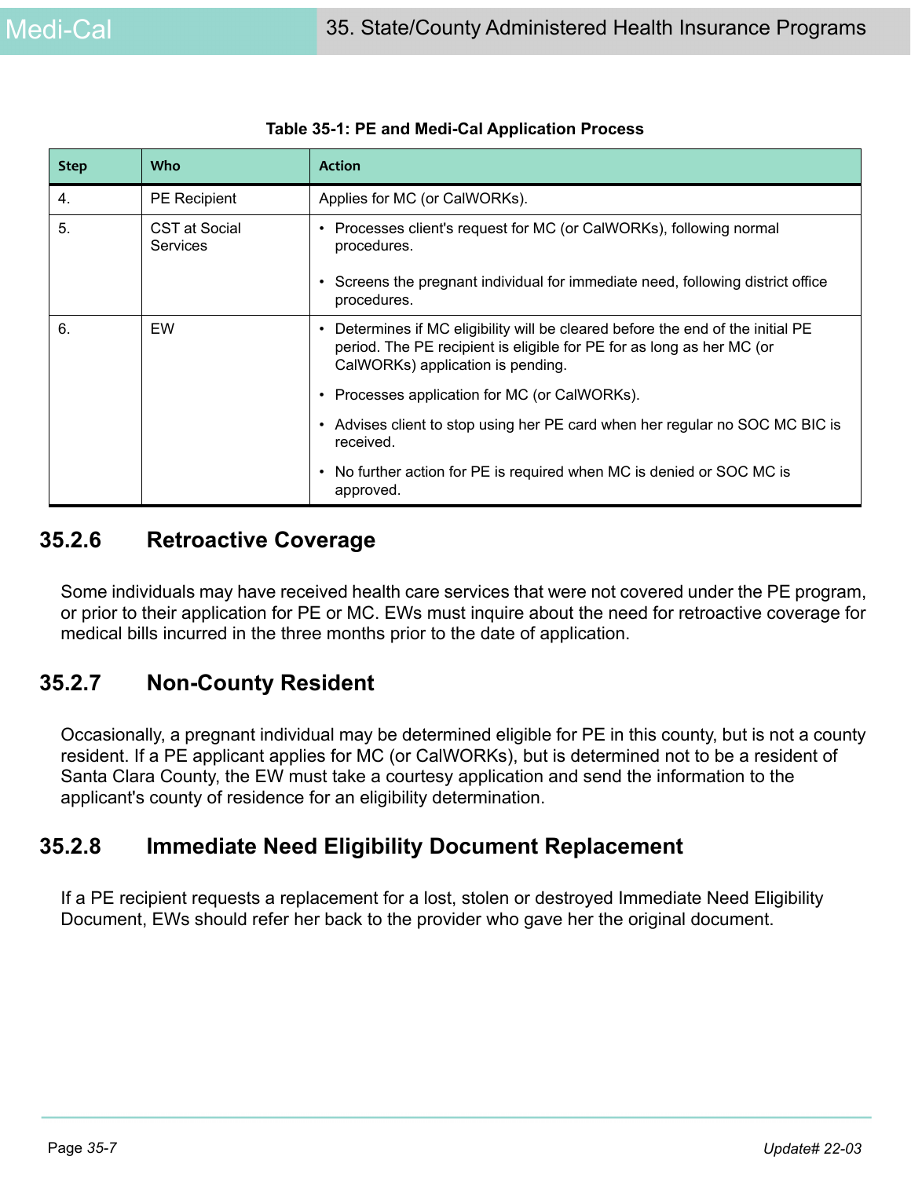**Table 35-1: PE and Medi-Cal Application Process**

| Step | Who | Action |
|---|---|---|
| 4. | PE Recipient | Applies for MC (or CalWORKs). |
| 5. | CST at Social Services | • Processes client's request for MC (or CalWORKs), following normal procedures.<br>• Screens the pregnant individual for immediate need, following district office procedures. |
| 6. | EW | • Determines if MC eligibility will be cleared before the end of the initial PE period. The PE recipient is eligible for PE for as long as her MC (or CalWORKs) application is pending.<br>• Processes application for MC (or CalWORKs).<br>• Advises client to stop using her PE card when her regular no SOC MC BIC is received.<br>• No further action for PE is required when MC is denied or SOC MC is approved. |

## 35.2.6 Retroactive Coverage

Some individuals may have received health care services that were not covered under the PE program, or prior to their application for PE or MC. EWs must inquire about the need for retroactive coverage for medical bills incurred in the three months prior to the date of application.

## 35.2.7 Non-County Resident

Occasionally, a pregnant individual may be determined eligible for PE in this county, but is not a county resident. If a PE applicant applies for MC (or CalWORKs), but is determined not to be a resident of Santa Clara County, the EW must take a courtesy application and send the information to the applicant's county of residence for an eligibility determination.

## 35.2.8 Immediate Need Eligibility Document Replacement

If a PE recipient requests a replacement for a lost, stolen or destroyed Immediate Need Eligibility Document, EWs should refer her back to the provider who gave her the original document.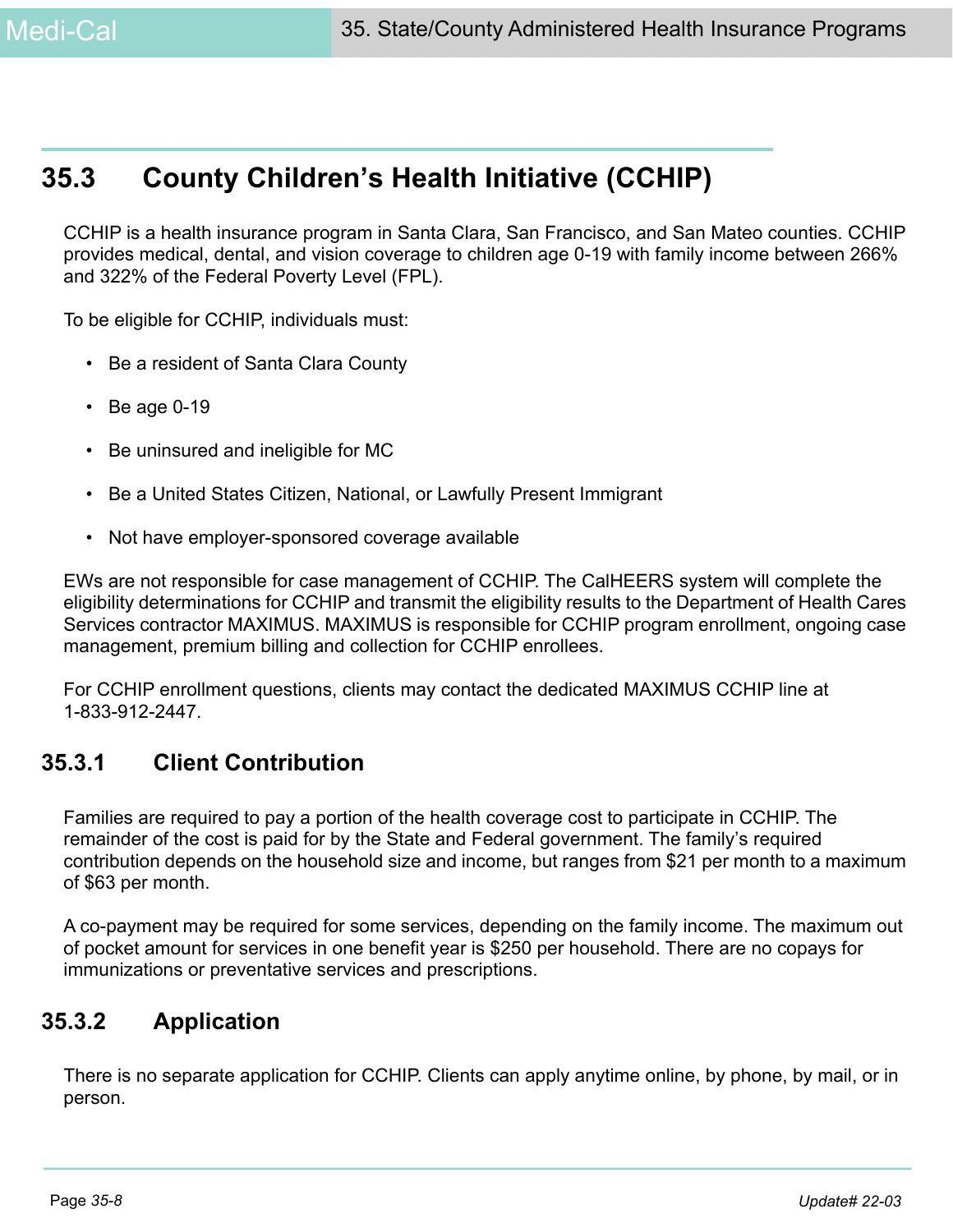## 35.3 County Children's Health Initiative (CCHIP)

CCHIP is a health insurance program in Santa Clara, San Francisco, and San Mateo counties. CCHIP provides medical, dental, and vision coverage to children age 0-19 with family income between 266% and 322% of the Federal Poverty Level (FPL).

To be eligible for CCHIP, individuals must:

- Be a resident of Santa Clara County
- Be age 0-19
- Be uninsured and ineligible for MC
- Be a United States Citizen, National, or Lawfully Present Immigrant
- Not have employer-sponsored coverage available

EWs are not responsible for case management of CCHIP. The CalHEERS system will complete the eligibility determinations for CCHIP and transmit the eligibility results to the Department of Health Cares Services contractor MAXIMUS. MAXIMUS is responsible for CCHIP program enrollment, ongoing case management, premium billing and collection for CCHIP enrollees.

For CCHIP enrollment questions, clients may contact the dedicated MAXIMUS CCHIP line at 1-833-912-2447.

### 35.3.1 Client Contribution

Families are required to pay a portion of the health coverage cost to participate in CCHIP. The remainder of the cost is paid for by the State and Federal government. The family's required contribution depends on the household size and income, but ranges from $21 per month to a maximum of $63 per month.

A co-payment may be required for some services, depending on the family income. The maximum out of pocket amount for services in one benefit year is $250 per household. There are no copays for immunizations or preventative services and prescriptions.

### 35.3.2 Application

There is no separate application for CCHIP. Clients can apply anytime online, by phone, by mail, or in person.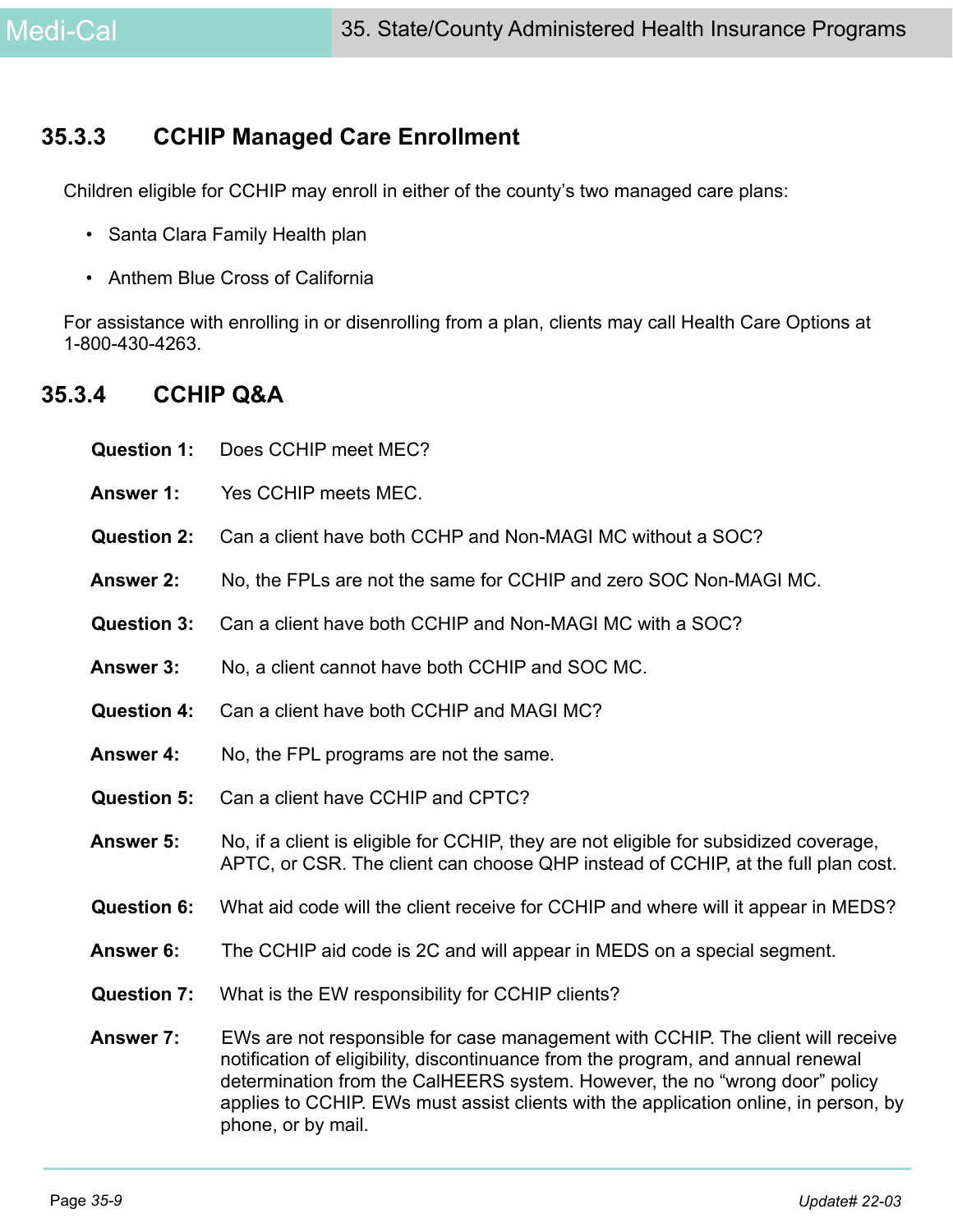### 35.3.3 CCHIP Managed Care Enrollment

Children eligible for CCHIP may enroll in either of the county's two managed care plans:

- Santa Clara Family Health plan
- Anthem Blue Cross of California

For assistance with enrolling in or disenrolling from a plan, clients may call Health Care Options at 1-800-430-4263.

### 35.3.4 CCHIP Q&A

**Question 1:** Does CCHIP meet MEC?

**Answer 1:** Yes CCHIP meets MEC.

**Question 2:** Can a client have both CCHP and Non-MAGI MC without a SOC?

**Answer 2:** No, the FPLs are not the same for CCHIP and zero SOC Non-MAGI MC.

**Question 3:** Can a client have both CCHIP and Non-MAGI MC with a SOC?

**Answer 3:** No, a client cannot have both CCHIP and SOC MC.

**Question 4:** Can a client have both CCHIP and MAGI MC?

**Answer 4:** No, the FPL programs are not the same.

**Question 5:** Can a client have CCHIP and CPTC?

**Answer 5:** No, if a client is eligible for CCHIP, they are not eligible for subsidized coverage, APTC, or CSR. The client can choose QHP instead of CCHIP, at the full plan cost.

**Question 6:** What aid code will the client receive for CCHIP and where will it appear in MEDS?

**Answer 6:** The CCHIP aid code is 2C and will appear in MEDS on a special segment.

**Question 7:** What is the EW responsibility for CCHIP clients?

**Answer 7:** EWs are not responsible for case management with CCHIP. The client will receive notification of eligibility, discontinuance from the program, and annual renewal determination from the CalHEERS system. However, the no "wrong door" policy applies to CCHIP. EWs must assist clients with the application online, in person, by phone, or by mail.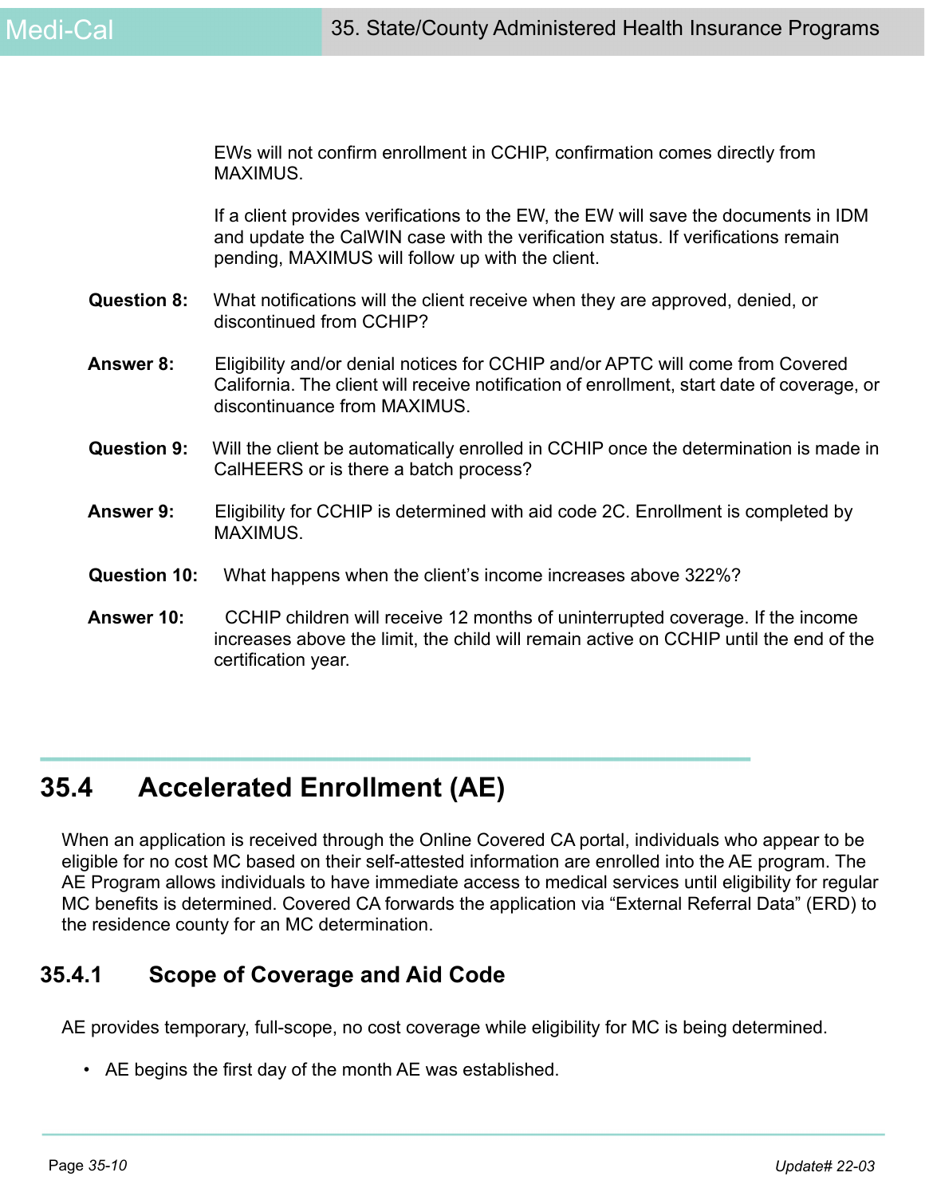EWs will not confirm enrollment in CCHIP, confirmation comes directly from MAXIMUS.

If a client provides verifications to the EW, the EW will save the documents in IDM and update the CalWIN case with the verification status. If verifications remain pending, MAXIMUS will follow up with the client.

**Question 8:** What notifications will the client receive when they are approved, denied, or discontinued from CCHIP?

**Answer 8:** Eligibility and/or denial notices for CCHIP and/or APTC will come from Covered California. The client will receive notification of enrollment, start date of coverage, or discontinuance from MAXIMUS.

**Question 9:** Will the client be automatically enrolled in CCHIP once the determination is made in CalHEERS or is there a batch process?

**Answer 9:** Eligibility for CCHIP is determined with aid code 2C. Enrollment is completed by MAXIMUS.

**Question 10:** What happens when the client's income increases above 322%?

**Answer 10:** CCHIP children will receive 12 months of uninterrupted coverage. If the income increases above the limit, the child will remain active on CCHIP until the end of the certification year.

## 35.4 Accelerated Enrollment (AE)

When an application is received through the Online Covered CA portal, individuals who appear to be eligible for no cost MC based on their self-attested information are enrolled into the AE program. The AE Program allows individuals to have immediate access to medical services until eligibility for regular MC benefits is determined. Covered CA forwards the application via "External Referral Data" (ERD) to the residence county for an MC determination.

### 35.4.1 Scope of Coverage and Aid Code

AE provides temporary, full-scope, no cost coverage while eligibility for MC is being determined.

- AE begins the first day of the month AE was established.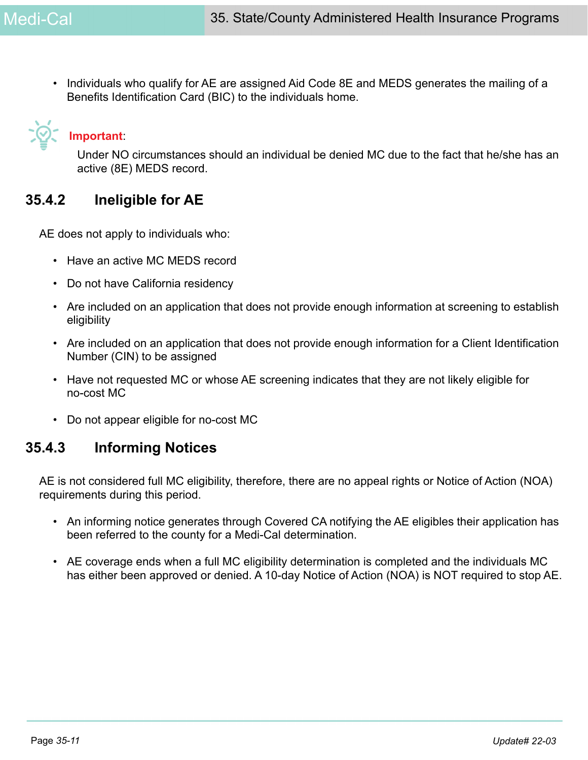- Individuals who qualify for AE are assigned Aid Code 8E and MEDS generates the mailing of a Benefits Identification Card (BIC) to the individuals home.

**Important**:

Under NO circumstances should an individual be denied MC due to the fact that he/she has an active (8E) MEDS record.

### 35.4.2 Ineligible for AE

AE does not apply to individuals who:

- Have an active MC MEDS record
- Do not have California residency
- Are included on an application that does not provide enough information at screening to establish eligibility
- Are included on an application that does not provide enough information for a Client Identification Number (CIN) to be assigned
- Have not requested MC or whose AE screening indicates that they are not likely eligible for no-cost MC
- Do not appear eligible for no-cost MC

### 35.4.3 Informing Notices

AE is not considered full MC eligibility, therefore, there are no appeal rights or Notice of Action (NOA) requirements during this period.

- An informing notice generates through Covered CA notifying the AE eligibles their application has been referred to the county for a Medi-Cal determination.
- AE coverage ends when a full MC eligibility determination is completed and the individuals MC has either been approved or denied. A 10-day Notice of Action (NOA) is NOT required to stop AE.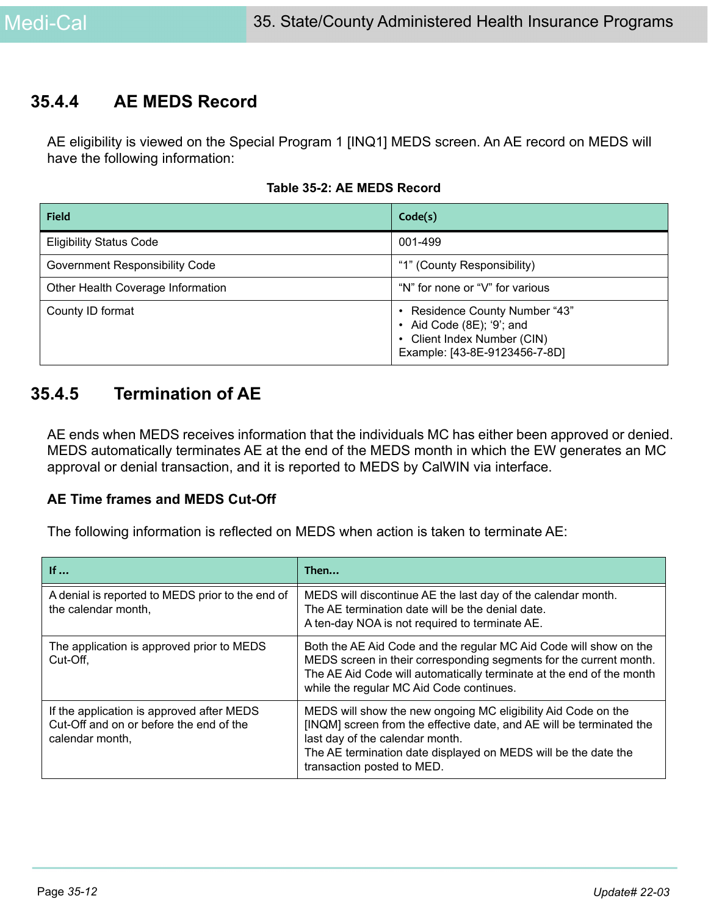## 35.4.4 AE MEDS Record

AE eligibility is viewed on the Special Program 1 [INQ1] MEDS screen. An AE record on MEDS will have the following information:

**Table 35-2: AE MEDS Record**

| Field | Code(s) |
|---|---|
| Eligibility Status Code | 001-499 |
| Government Responsibility Code | “1” (County Responsibility) |
| Other Health Coverage Information | “N” for none or “V” for various |
| County ID format | • Residence County Number “43”<br>• Aid Code (8E); ‘9’; and<br>• Client Index Number (CIN)<br>Example: [43-8E-9123456-7-8D] |

## 35.4.5 Termination of AE

AE ends when MEDS receives information that the individuals MC has either been approved or denied. MEDS automatically terminates AE at the end of the MEDS month in which the EW generates an MC approval or denial transaction, and it is reported to MEDS by CalWIN via interface.

**AE Time frames and MEDS Cut-Off**

The following information is reflected on MEDS when action is taken to terminate AE:

| If ... | Then... |
|---|---|
| A denial is reported to MEDS prior to the end of the calendar month, | MEDS will discontinue AE the last day of the calendar month.<br>The AE termination date will be the denial date.<br>A ten-day NOA is not required to terminate AE. |
| The application is approved prior to MEDS Cut-Off, | Both the AE Aid Code and the regular MC Aid Code will show on the MEDS screen in their corresponding segments for the current month. The AE Aid Code will automatically terminate at the end of the month while the regular MC Aid Code continues. |
| If the application is approved after MEDS Cut-Off and on or before the end of the calendar month, | MEDS will show the new ongoing MC eligibility Aid Code on the [INQM] screen from the effective date, and AE will be terminated the last day of the calendar month.<br>The AE termination date displayed on MEDS will be the date the transaction posted to MED. |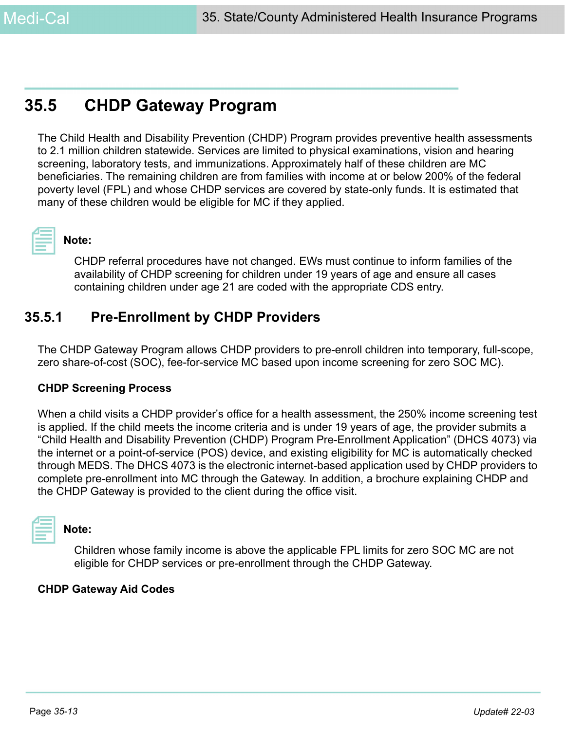## 35.5 CHDP Gateway Program

The Child Health and Disability Prevention (CHDP) Program provides preventive health assessments to 2.1 million children statewide. Services are limited to physical examinations, vision and hearing screening, laboratory tests, and immunizations. Approximately half of these children are MC beneficiaries. The remaining children are from families with income at or below 200% of the federal poverty level (FPL) and whose CHDP services are covered by state-only funds. It is estimated that many of these children would be eligible for MC if they applied.

**Note:**

CHDP referral procedures have not changed. EWs must continue to inform families of the availability of CHDP screening for children under 19 years of age and ensure all cases containing children under age 21 are coded with the appropriate CDS entry.

### 35.5.1 Pre-Enrollment by CHDP Providers

The CHDP Gateway Program allows CHDP providers to pre-enroll children into temporary, full-scope, zero share-of-cost (SOC), fee-for-service MC based upon income screening for zero SOC MC).

**CHDP Screening Process**

When a child visits a CHDP provider's office for a health assessment, the 250% income screening test is applied. If the child meets the income criteria and is under 19 years of age, the provider submits a "Child Health and Disability Prevention (CHDP) Program Pre-Enrollment Application" (DHCS 4073) via the internet or a point-of-service (POS) device, and existing eligibility for MC is automatically checked through MEDS. The DHCS 4073 is the electronic internet-based application used by CHDP providers to complete pre-enrollment into MC through the Gateway. In addition, a brochure explaining CHDP and the CHDP Gateway is provided to the client during the office visit.

**Note:**

Children whose family income is above the applicable FPL limits for zero SOC MC are not eligible for CHDP services or pre-enrollment through the CHDP Gateway.

**CHDP Gateway Aid Codes**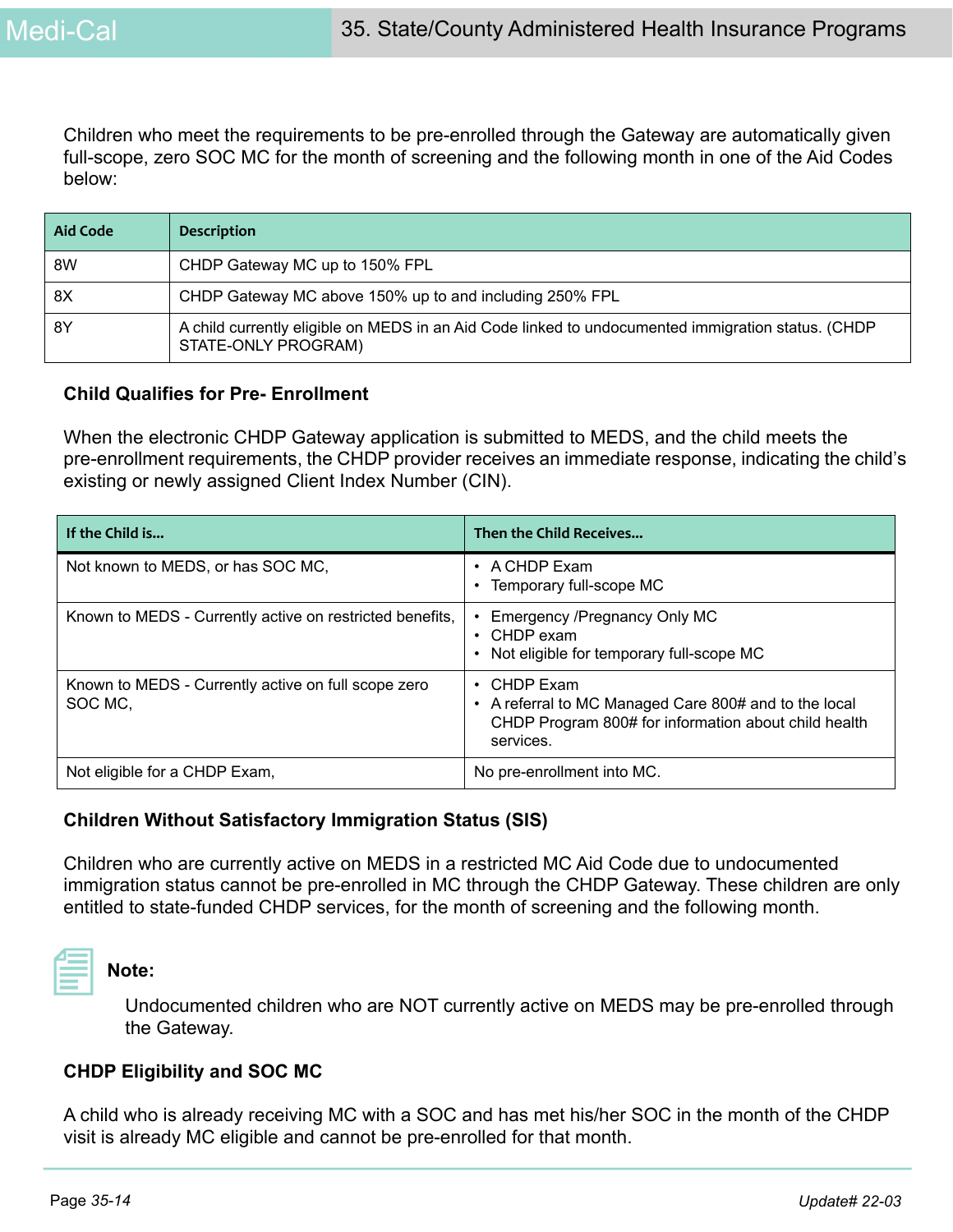Children who meet the requirements to be pre-enrolled through the Gateway are automatically given full-scope, zero SOC MC for the month of screening and the following month in one of the Aid Codes below:

| Aid Code | Description |
|---|---|
| 8W | CHDP Gateway MC up to 150% FPL |
| 8X | CHDP Gateway MC above 150% up to and including 250% FPL |
| 8Y | A child currently eligible on MEDS in an Aid Code linked to undocumented immigration status. (CHDP STATE-ONLY PROGRAM) |

### Child Qualifies for Pre- Enrollment

When the electronic CHDP Gateway application is submitted to MEDS, and the child meets the pre-enrollment requirements, the CHDP provider receives an immediate response, indicating the child's existing or newly assigned Client Index Number (CIN).

| If the Child is... | Then the Child Receives... |
|---|---|
| Not known to MEDS, or has SOC MC, | • A CHDP Exam<br>• Temporary full-scope MC |
| Known to MEDS - Currently active on restricted benefits, | • Emergency /Pregnancy Only MC<br>• CHDP exam<br>• Not eligible for temporary full-scope MC |
| Known to MEDS - Currently active on full scope zero SOC MC, | • CHDP Exam<br>• A referral to MC Managed Care 800# and to the local CHDP Program 800# for information about child health services. |
| Not eligible for a CHDP Exam, | No pre-enrollment into MC. |

### Children Without Satisfactory Immigration Status (SIS)

Children who are currently active on MEDS in a restricted MC Aid Code due to undocumented immigration status cannot be pre-enrolled in MC through the CHDP Gateway. These children are only entitled to state-funded CHDP services, for the month of screening and the following month.

**Note:**

Undocumented children who are NOT currently active on MEDS may be pre-enrolled through the Gateway.

### CHDP Eligibility and SOC MC

A child who is already receiving MC with a SOC and has met his/her SOC in the month of the CHDP visit is already MC eligible and cannot be pre-enrolled for that month.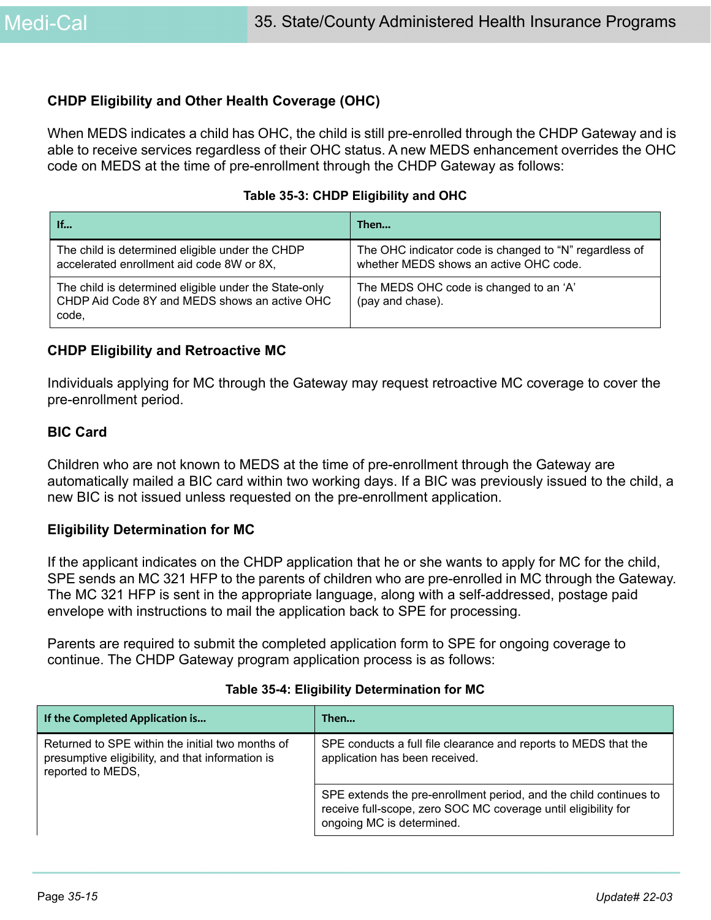### CHDP Eligibility and Other Health Coverage (OHC)

When MEDS indicates a child has OHC, the child is still pre-enrolled through the CHDP Gateway and is able to receive services regardless of their OHC status. A new MEDS enhancement overrides the OHC code on MEDS at the time of pre-enrollment through the CHDP Gateway as follows:

**Table 35-3: CHDP Eligibility and OHC**

| If... | Then... |
|---|---|
| The child is determined eligible under the CHDP accelerated enrollment aid code 8W or 8X, | The OHC indicator code is changed to "N" regardless of whether MEDS shows an active OHC code. |
| The child is determined eligible under the State-only CHDP Aid Code 8Y and MEDS shows an active OHC code, | The MEDS OHC code is changed to an 'A' (pay and chase). |

### CHDP Eligibility and Retroactive MC

Individuals applying for MC through the Gateway may request retroactive MC coverage to cover the pre-enrollment period.

### BIC Card

Children who are not known to MEDS at the time of pre-enrollment through the Gateway are automatically mailed a BIC card within two working days. If a BIC was previously issued to the child, a new BIC is not issued unless requested on the pre-enrollment application.

### Eligibility Determination for MC

If the applicant indicates on the CHDP application that he or she wants to apply for MC for the child, SPE sends an MC 321 HFP to the parents of children who are pre-enrolled in MC through the Gateway. The MC 321 HFP is sent in the appropriate language, along with a self-addressed, postage paid envelope with instructions to mail the application back to SPE for processing.

Parents are required to submit the completed application form to SPE for ongoing coverage to continue. The CHDP Gateway program application process is as follows:

**Table 35-4: Eligibility Determination for MC**

| If the Completed Application is... | Then... |
|---|---|
| Returned to SPE within the initial two months of presumptive eligibility, and that information is reported to MEDS, | SPE conducts a full file clearance and reports to MEDS that the application has been received. |
| | SPE extends the pre-enrollment period, and the child continues to receive full-scope, zero SOC MC coverage until eligibility for ongoing MC is determined. |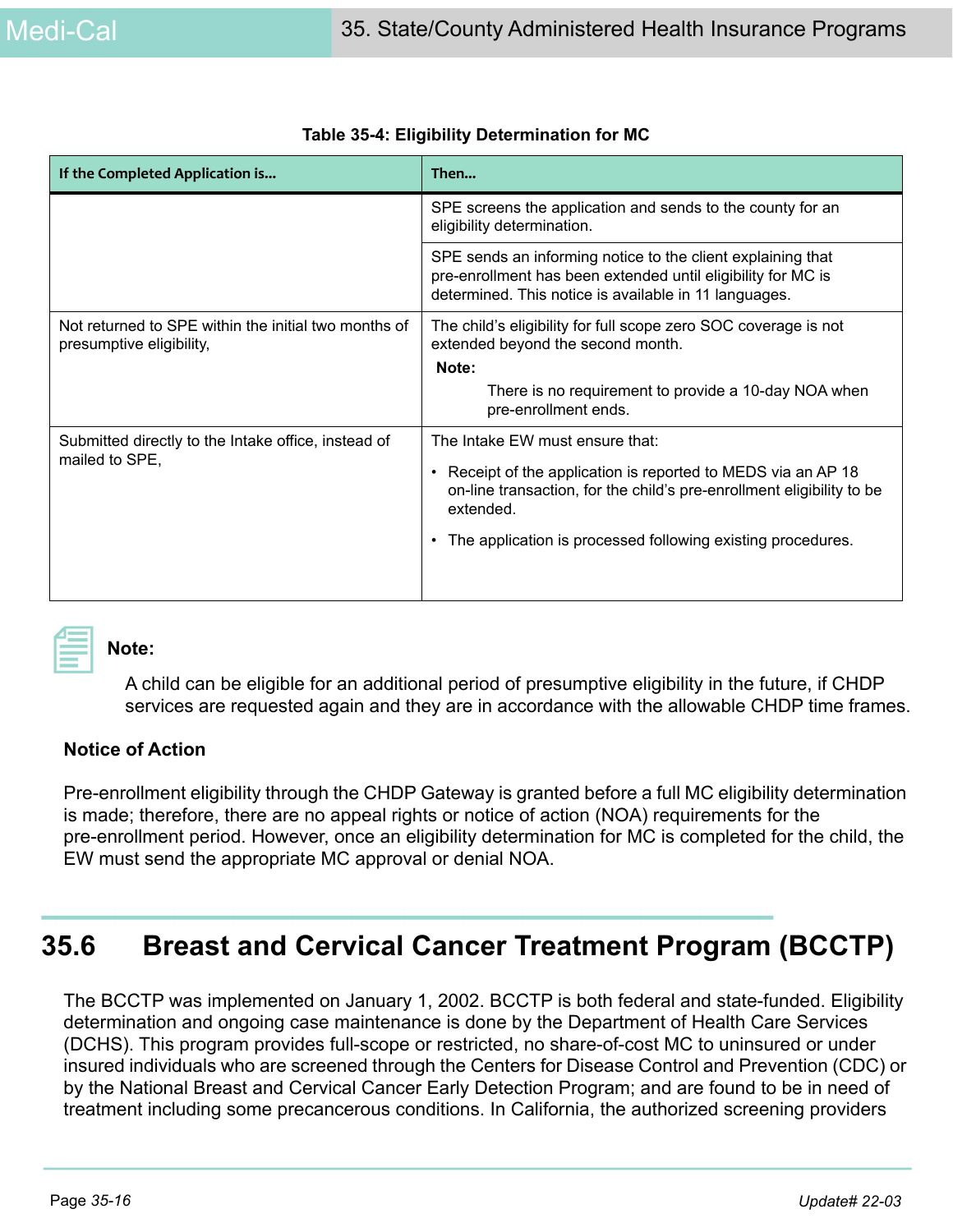**Table 35-4: Eligibility Determination for MC**

| If the Completed Application is... | Then... |
|---|---|
| | SPE screens the application and sends to the county for an eligibility determination. |
| | SPE sends an informing notice to the client explaining that pre-enrollment has been extended until eligibility for MC is determined. This notice is available in 11 languages. |
| Not returned to SPE within the initial two months of presumptive eligibility, | The child's eligibility for full scope zero SOC coverage is not extended beyond the second month. **Note:** There is no requirement to provide a 10-day NOA when pre-enrollment ends. |
| Submitted directly to the Intake office, instead of mailed to SPE, | The Intake EW must ensure that: • Receipt of the application is reported to MEDS via an AP 18 on-line transaction, for the child's pre-enrollment eligibility to be extended. • The application is processed following existing procedures. |

**Note:**

A child can be eligible for an additional period of presumptive eligibility in the future, if CHDP services are requested again and they are in accordance with the allowable CHDP time frames.

### Notice of Action

Pre-enrollment eligibility through the CHDP Gateway is granted before a full MC eligibility determination is made; therefore, there are no appeal rights or notice of action (NOA) requirements for the pre-enrollment period. However, once an eligibility determination for MC is completed for the child, the EW must send the appropriate MC approval or denial NOA.

## 35.6 Breast and Cervical Cancer Treatment Program (BCCTP)

The BCCTP was implemented on January 1, 2002. BCCTP is both federal and state-funded. Eligibility determination and ongoing case maintenance is done by the Department of Health Care Services (DCHS). This program provides full-scope or restricted, no share-of-cost MC to uninsured or under insured individuals who are screened through the Centers for Disease Control and Prevention (CDC) or by the National Breast and Cervical Cancer Early Detection Program; and are found to be in need of treatment including some precancerous conditions. In California, the authorized screening providers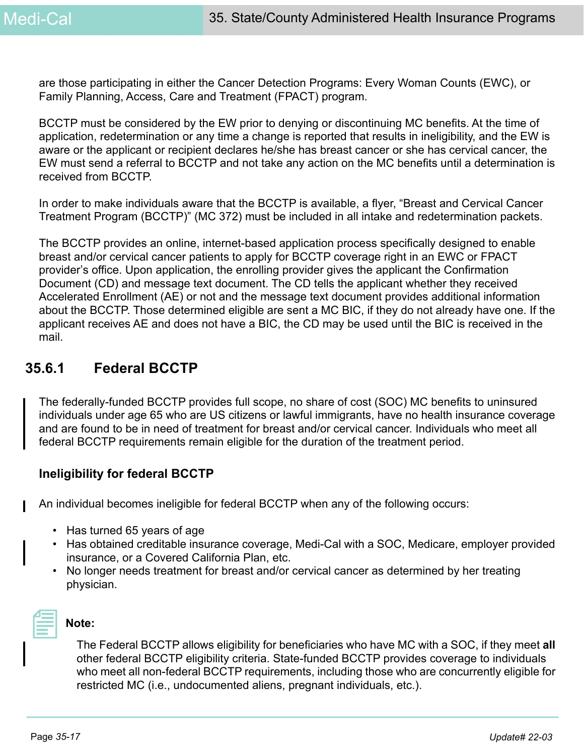are those participating in either the Cancer Detection Programs: Every Woman Counts (EWC), or Family Planning, Access, Care and Treatment (FPACT) program.

BCCTP must be considered by the EW prior to denying or discontinuing MC benefits. At the time of application, redetermination or any time a change is reported that results in ineligibility, and the EW is aware or the applicant or recipient declares he/she has breast cancer or she has cervical cancer, the EW must send a referral to BCCTP and not take any action on the MC benefits until a determination is received from BCCTP.

In order to make individuals aware that the BCCTP is available, a flyer, "Breast and Cervical Cancer Treatment Program (BCCTP)" (MC 372) must be included in all intake and redetermination packets.

The BCCTP provides an online, internet-based application process specifically designed to enable breast and/or cervical cancer patients to apply for BCCTP coverage right in an EWC or FPACT provider's office. Upon application, the enrolling provider gives the applicant the Confirmation Document (CD) and message text document. The CD tells the applicant whether they received Accelerated Enrollment (AE) or not and the message text document provides additional information about the BCCTP. Those determined eligible are sent a MC BIC, if they do not already have one. If the applicant receives AE and does not have a BIC, the CD may be used until the BIC is received in the mail.

## 35.6.1 Federal BCCTP

The federally-funded BCCTP provides full scope, no share of cost (SOC) MC benefits to uninsured individuals under age 65 who are US citizens or lawful immigrants, have no health insurance coverage and are found to be in need of treatment for breast and/or cervical cancer. Individuals who meet all federal BCCTP requirements remain eligible for the duration of the treatment period.

### Ineligibility for federal BCCTP

An individual becomes ineligible for federal BCCTP when any of the following occurs:

- Has turned 65 years of age
- Has obtained creditable insurance coverage, Medi-Cal with a SOC, Medicare, employer provided insurance, or a Covered California Plan, etc.
- No longer needs treatment for breast and/or cervical cancer as determined by her treating physician.

**Note:**

The Federal BCCTP allows eligibility for beneficiaries who have MC with a SOC, if they meet **all** other federal BCCTP eligibility criteria. State-funded BCCTP provides coverage to individuals who meet all non-federal BCCTP requirements, including those who are concurrently eligible for restricted MC (i.e., undocumented aliens, pregnant individuals, etc.).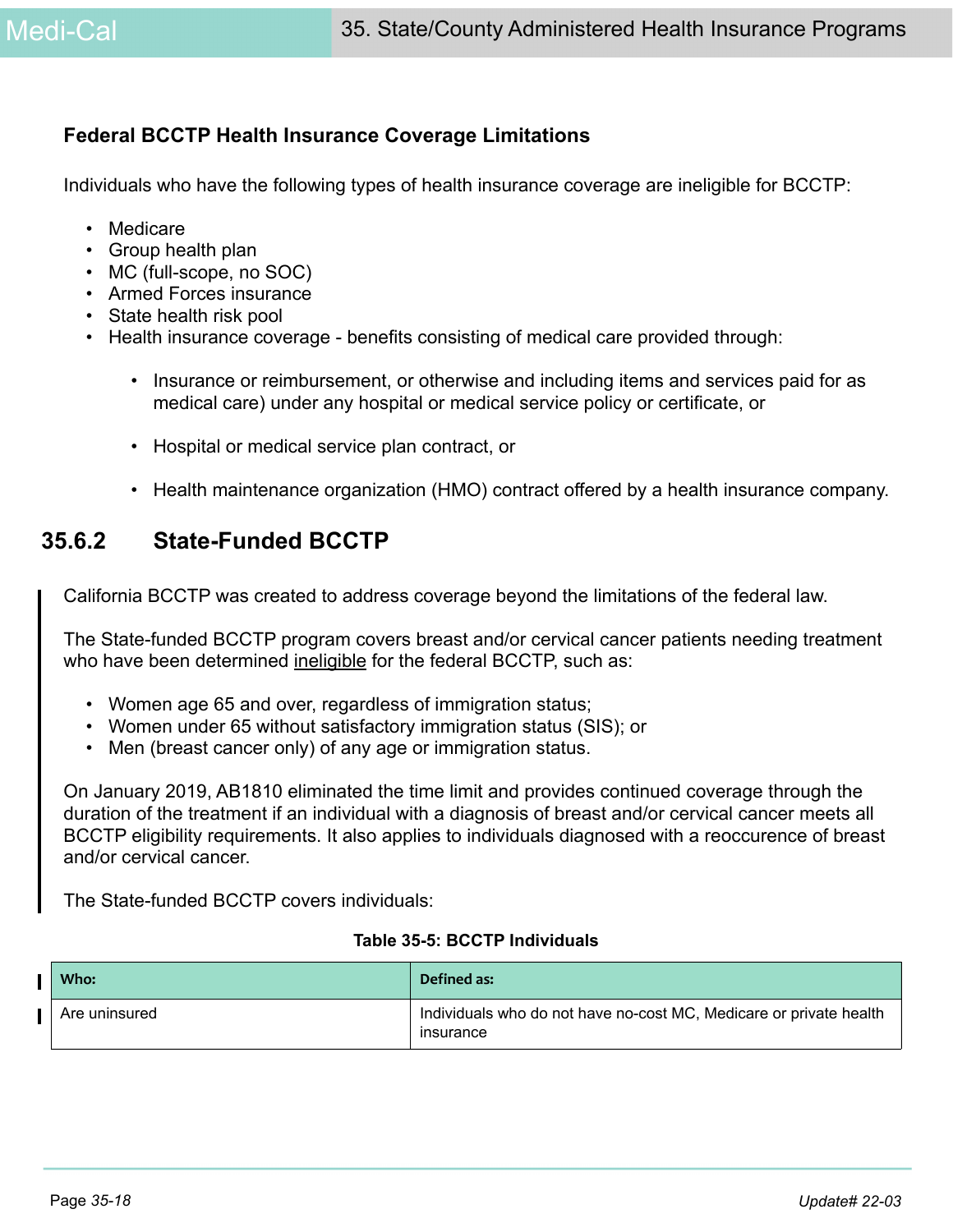### Federal BCCTP Health Insurance Coverage Limitations

Individuals who have the following types of health insurance coverage are ineligible for BCCTP:

- Medicare
- Group health plan
- MC (full-scope, no SOC)
- Armed Forces insurance
- State health risk pool
- Health insurance coverage - benefits consisting of medical care provided through:
  - Insurance or reimbursement, or otherwise and including items and services paid for as medical care) under any hospital or medical service policy or certificate, or
  - Hospital or medical service plan contract, or
  - Health maintenance organization (HMO) contract offered by a health insurance company.

## 35.6.2 State-Funded BCCTP

California BCCTP was created to address coverage beyond the limitations of the federal law.

The State-funded BCCTP program covers breast and/or cervical cancer patients needing treatment who have been determined <u>ineligible</u> for the federal BCCTP, such as:

- Women age 65 and over, regardless of immigration status;
- Women under 65 without satisfactory immigration status (SIS); or
- Men (breast cancer only) of any age or immigration status.

On January 2019, AB1810 eliminated the time limit and provides continued coverage through the duration of the treatment if an individual with a diagnosis of breast and/or cervical cancer meets all BCCTP eligibility requirements. It also applies to individuals diagnosed with a reoccurence of breast and/or cervical cancer.

The State-funded BCCTP covers individuals:

**Table 35-5: BCCTP Individuals**

| Who: | Defined as: |
| --- | --- |
| Are uninsured | Individuals who do not have no-cost MC, Medicare or private health insurance |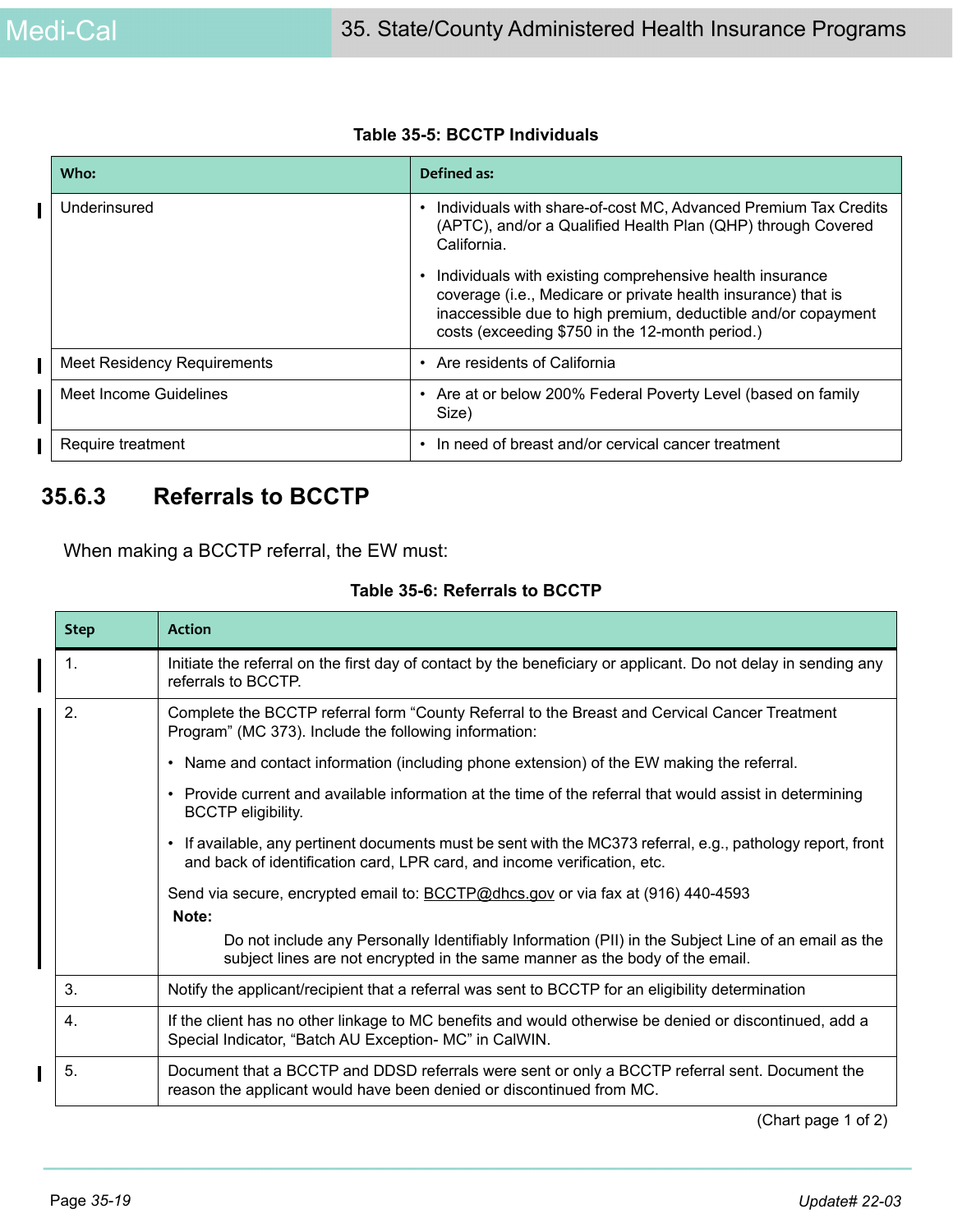**Table 35-5: BCCTP Individuals**

| Who: | Defined as: |
|---|---|
| Underinsured | • Individuals with share-of-cost MC, Advanced Premium Tax Credits (APTC), and/or a Qualified Health Plan (QHP) through Covered California.<br>• Individuals with existing comprehensive health insurance coverage (i.e., Medicare or private health insurance) that is inaccessible due to high premium, deductible and/or copayment costs (exceeding $750 in the 12-month period.) |
| Meet Residency Requirements | • Are residents of California |
| Meet Income Guidelines | • Are at or below 200% Federal Poverty Level (based on family Size) |
| Require treatment | • In need of breast and/or cervical cancer treatment |

## 35.6.3 Referrals to BCCTP

When making a BCCTP referral, the EW must:

**Table 35-6: Referrals to BCCTP**

| Step | Action |
|---|---|
| 1. | Initiate the referral on the first day of contact by the beneficiary or applicant. Do not delay in sending any referrals to BCCTP. |
| 2. | Complete the BCCTP referral form "County Referral to the Breast and Cervical Cancer Treatment Program" (MC 373). Include the following information:<br>• Name and contact information (including phone extension) of the EW making the referral.<br>• Provide current and available information at the time of the referral that would assist in determining BCCTP eligibility.<br>• If available, any pertinent documents must be sent with the MC373 referral, e.g., pathology report, front and back of identification card, LPR card, and income verification, etc.<br>Send via secure, encrypted email to: BCCTP@dhcs.gov or via fax at (916) 440-4593<br>**Note:**<br>Do not include any Personally Identifiably Information (PII) in the Subject Line of an email as the subject lines are not encrypted in the same manner as the body of the email. |
| 3. | Notify the applicant/recipient that a referral was sent to BCCTP for an eligibility determination |
| 4. | If the client has no other linkage to MC benefits and would otherwise be denied or discontinued, add a Special Indicator, "Batch AU Exception- MC" in CalWIN. |
| 5. | Document that a BCCTP and DDSD referrals were sent or only a BCCTP referral sent. Document the reason the applicant would have been denied or discontinued from MC. |

(Chart page 1 of 2)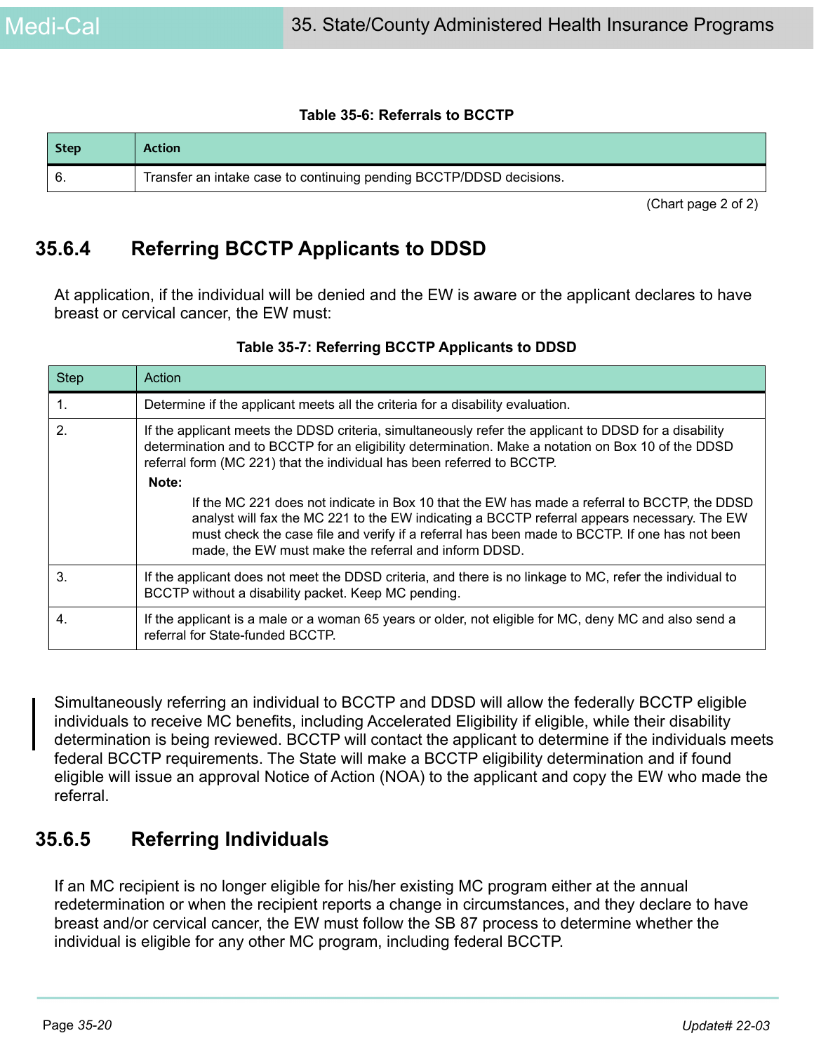**Table 35-6: Referrals to BCCTP**

| Step | Action |
|---|---|
| 6. | Transfer an intake case to continuing pending BCCTP/DDSD decisions. |

(Chart page 2 of 2)

## 35.6.4 Referring BCCTP Applicants to DDSD

At application, if the individual will be denied and the EW is aware or the applicant declares to have breast or cervical cancer, the EW must:

**Table 35-7: Referring BCCTP Applicants to DDSD**

| Step | Action |
|---|---|
| 1. | Determine if the applicant meets all the criteria for a disability evaluation. |
| 2. | If the applicant meets the DDSD criteria, simultaneously refer the applicant to DDSD for a disability determination and to BCCTP for an eligibility determination. Make a notation on Box 10 of the DDSD referral form (MC 221) that the individual has been referred to BCCTP.<br>**Note:**<br>If the MC 221 does not indicate in Box 10 that the EW has made a referral to BCCTP, the DDSD analyst will fax the MC 221 to the EW indicating a BCCTP referral appears necessary. The EW must check the case file and verify if a referral has been made to BCCTP. If one has not been made, the EW must make the referral and inform DDSD. |
| 3. | If the applicant does not meet the DDSD criteria, and there is no linkage to MC, refer the individual to BCCTP without a disability packet. Keep MC pending. |
| 4. | If the applicant is a male or a woman 65 years or older, not eligible for MC, deny MC and also send a referral for State-funded BCCTP. |

Simultaneously referring an individual to BCCTP and DDSD will allow the federally BCCTP eligible individuals to receive MC benefits, including Accelerated Eligibility if eligible, while their disability determination is being reviewed. BCCTP will contact the applicant to determine if the individuals meets federal BCCTP requirements. The State will make a BCCTP eligibility determination and if found eligible will issue an approval Notice of Action (NOA) to the applicant and copy the EW who made the referral.

## 35.6.5 Referring Individuals

If an MC recipient is no longer eligible for his/her existing MC program either at the annual redetermination or when the recipient reports a change in circumstances, and they declare to have breast and/or cervical cancer, the EW must follow the SB 87 process to determine whether the individual is eligible for any other MC program, including federal BCCTP.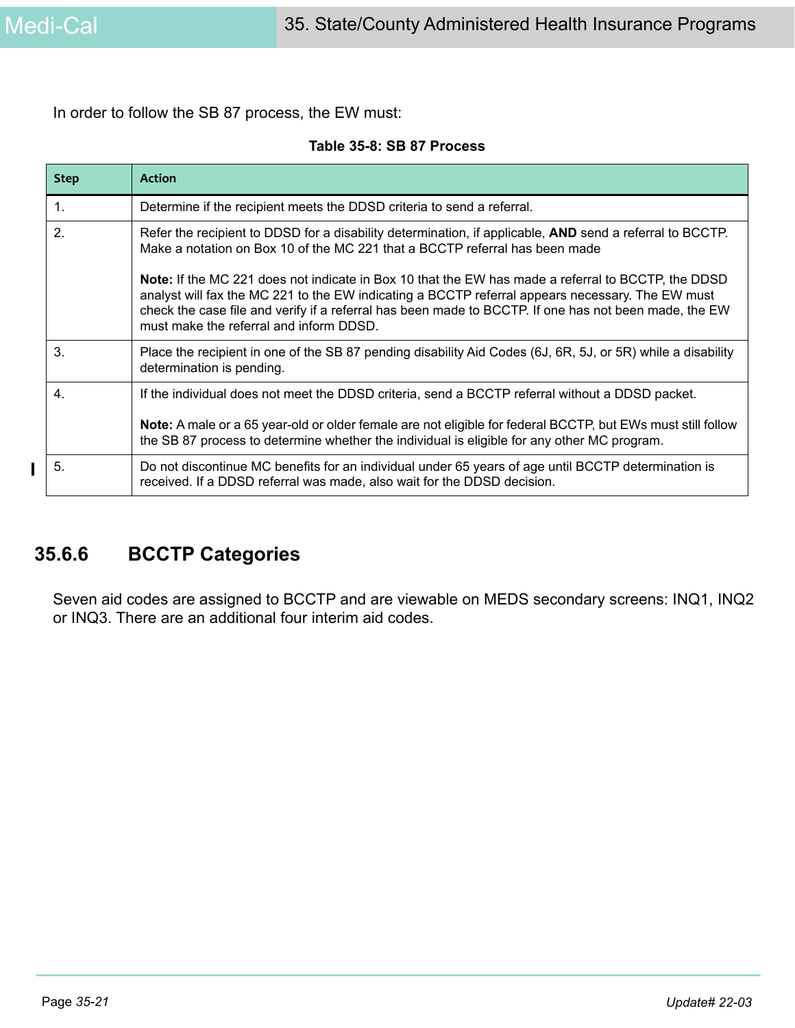In order to follow the SB 87 process, the EW must:

**Table 35-8: SB 87 Process**

| Step | Action |
|---|---|
| 1. | Determine if the recipient meets the DDSD criteria to send a referral. |
| 2. | Refer the recipient to DDSD for a disability determination, if applicable, **AND** send a referral to BCCTP. Make a notation on Box 10 of the MC 221 that a BCCTP referral has been made<br><br>**Note:** If the MC 221 does not indicate in Box 10 that the EW has made a referral to BCCTP, the DDSD analyst will fax the MC 221 to the EW indicating a BCCTP referral appears necessary. The EW must check the case file and verify if a referral has been made to BCCTP. If one has not been made, the EW must make the referral and inform DDSD. |
| 3. | Place the recipient in one of the SB 87 pending disability Aid Codes (6J, 6R, 5J, or 5R) while a disability determination is pending. |
| 4. | If the individual does not meet the DDSD criteria, send a BCCTP referral without a DDSD packet.<br><br>**Note:** A male or a 65 year-old or older female are not eligible for federal BCCTP, but EWs must still follow the SB 87 process to determine whether the individual is eligible for any other MC program. |
| 5. | Do not discontinue MC benefits for an individual under 65 years of age until BCCTP determination is received. If a DDSD referral was made, also wait for the DDSD decision. |

## 35.6.6 BCCTP Categories

Seven aid codes are assigned to BCCTP and are viewable on MEDS secondary screens: INQ1, INQ2 or INQ3. There are an additional four interim aid codes.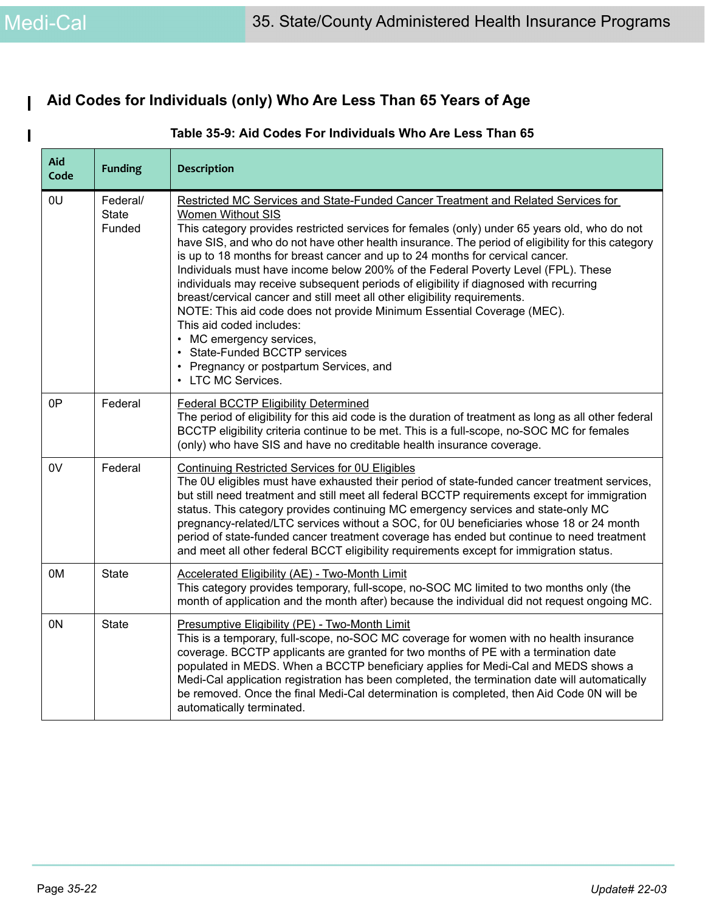## Aid Codes for Individuals (only) Who Are Less Than 65 Years of Age

**Table 35-9: Aid Codes For Individuals Who Are Less Than 65**

| Aid Code | Funding | Description |
|---|---|---|
| 0U | Federal/ State Funded | Restricted MC Services and State-Funded Cancer Treatment and Related Services for Women Without SIS<br>This category provides restricted services for females (only) under 65 years old, who do not have SIS, and who do not have other health insurance. The period of eligibility for this category is up to 18 months for breast cancer and up to 24 months for cervical cancer.<br>Individuals must have income below 200% of the Federal Poverty Level (FPL). These individuals may receive subsequent periods of eligibility if diagnosed with recurring breast/cervical cancer and still meet all other eligibility requirements.<br>NOTE: This aid code does not provide Minimum Essential Coverage (MEC).<br>This aid coded includes:<br>• MC emergency services,<br>• State-Funded BCCTP services<br>• Pregnancy or postpartum Services, and<br>• LTC MC Services. |
| 0P | Federal | Federal BCCTP Eligibility Determined<br>The period of eligibility for this aid code is the duration of treatment as long as all other federal BCCTP eligibility criteria continue to be met. This is a full-scope, no-SOC MC for females (only) who have SIS and have no creditable health insurance coverage. |
| 0V | Federal | Continuing Restricted Services for 0U Eligibles<br>The 0U eligibles must have exhausted their period of state-funded cancer treatment services, but still need treatment and still meet all federal BCCTP requirements except for immigration status. This category provides continuing MC emergency services and state-only MC pregnancy-related/LTC services without a SOC, for 0U beneficiaries whose 18 or 24 month period of state-funded cancer treatment coverage has ended but continue to need treatment and meet all other federal BCCT eligibility requirements except for immigration status. |
| 0M | State | Accelerated Eligibility (AE) - Two-Month Limit<br>This category provides temporary, full-scope, no-SOC MC limited to two months only (the month of application and the month after) because the individual did not request ongoing MC. |
| 0N | State | Presumptive Eligibility (PE) - Two-Month Limit<br>This is a temporary, full-scope, no-SOC MC coverage for women with no health insurance coverage. BCCTP applicants are granted for two months of PE with a termination date populated in MEDS. When a BCCTP beneficiary applies for Medi-Cal and MEDS shows a Medi-Cal application registration has been completed, the termination date will automatically be removed. Once the final Medi-Cal determination is completed, then Aid Code 0N will be automatically terminated. |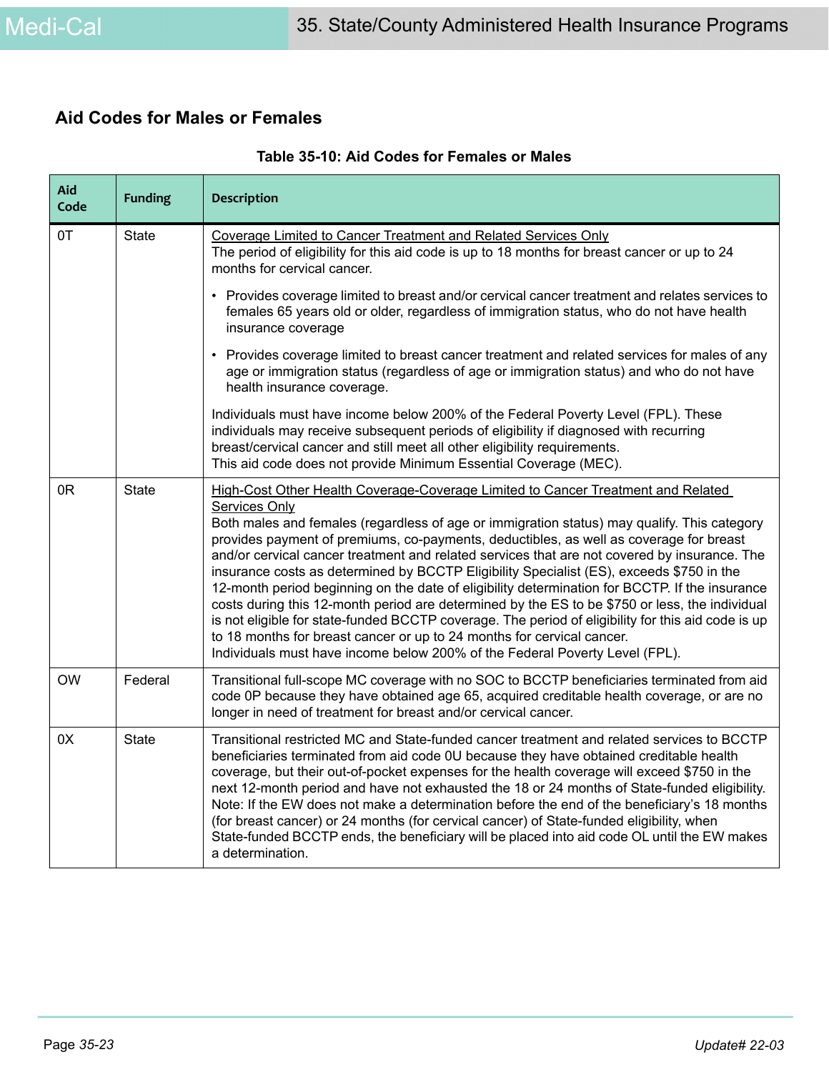## Aid Codes for Males or Females

**Table 35-10: Aid Codes for Females or Males**

| Aid Code | Funding | Description |
|---|---|---|
| 0T | State | Coverage Limited to Cancer Treatment and Related Services Only<br>The period of eligibility for this aid code is up to 18 months for breast cancer or up to 24 months for cervical cancer.<br>• Provides coverage limited to breast and/or cervical cancer treatment and relates services to females 65 years old or older, regardless of immigration status, who do not have health insurance coverage<br>• Provides coverage limited to breast cancer treatment and related services for males of any age or immigration status (regardless of age or immigration status) and who do not have health insurance coverage.<br>Individuals must have income below 200% of the Federal Poverty Level (FPL). These individuals may receive subsequent periods of eligibility if diagnosed with recurring breast/cervical cancer and still meet all other eligibility requirements.<br>This aid code does not provide Minimum Essential Coverage (MEC). |
| 0R | State | High-Cost Other Health Coverage-Coverage Limited to Cancer Treatment and Related Services Only<br>Both males and females (regardless of age or immigration status) may qualify. This category provides payment of premiums, co-payments, deductibles, as well as coverage for breast and/or cervical cancer treatment and related services that are not covered by insurance. The insurance costs as determined by BCCTP Eligibility Specialist (ES), exceeds $750 in the 12-month period beginning on the date of eligibility determination for BCCTP. If the insurance costs during this 12-month period are determined by the ES to be $750 or less, the individual is not eligible for state-funded BCCTP coverage. The period of eligibility for this aid code is up to 18 months for breast cancer or up to 24 months for cervical cancer.<br>Individuals must have income below 200% of the Federal Poverty Level (FPL). |
| OW | Federal | Transitional full-scope MC coverage with no SOC to BCCTP beneficiaries terminated from aid code 0P because they have obtained age 65, acquired creditable health coverage, or are no longer in need of treatment for breast and/or cervical cancer. |
| 0X | State | Transitional restricted MC and State-funded cancer treatment and related services to BCCTP beneficiaries terminated from aid code 0U because they have obtained creditable health coverage, but their out-of-pocket expenses for the health coverage will exceed $750 in the next 12-month period and have not exhausted the 18 or 24 months of State-funded eligibility.<br>Note: If the EW does not make a determination before the end of the beneficiary's 18 months (for breast cancer) or 24 months (for cervical cancer) of State-funded eligibility, when State-funded BCCTP ends, the beneficiary will be placed into aid code OL until the EW makes a determination. |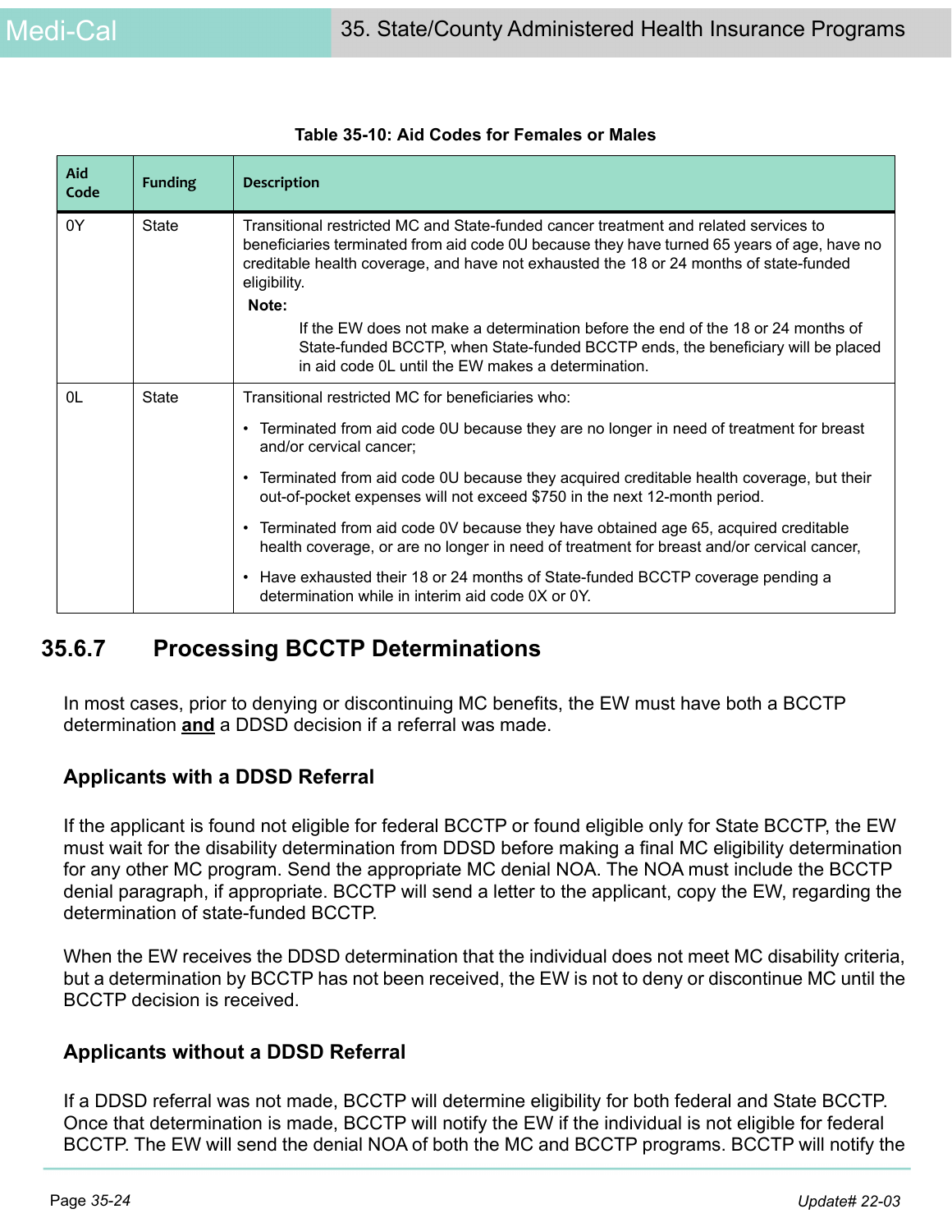**Table 35-10: Aid Codes for Females or Males**

| Aid Code | Funding | Description |
|---|---|---|
| 0Y | State | Transitional restricted MC and State-funded cancer treatment and related services to beneficiaries terminated from aid code 0U because they have turned 65 years of age, have no creditable health coverage, and have not exhausted the 18 or 24 months of state-funded eligibility.<br>**Note:**<br>If the EW does not make a determination before the end of the 18 or 24 months of State-funded BCCTP, when State-funded BCCTP ends, the beneficiary will be placed in aid code 0L until the EW makes a determination. |
| 0L | State | Transitional restricted MC for beneficiaries who:<br>• Terminated from aid code 0U because they are no longer in need of treatment for breast and/or cervical cancer;<br>• Terminated from aid code 0U because they acquired creditable health coverage, but their out-of-pocket expenses will not exceed $750 in the next 12-month period.<br>• Terminated from aid code 0V because they have obtained age 65, acquired creditable health coverage, or are no longer in need of treatment for breast and/or cervical cancer,<br>• Have exhausted their 18 or 24 months of State-funded BCCTP coverage pending a determination while in interim aid code 0X or 0Y. |

## 35.6.7 Processing BCCTP Determinations

In most cases, prior to denying or discontinuing MC benefits, the EW must have both a BCCTP determination **and** a DDSD decision if a referral was made.

### Applicants with a DDSD Referral

If the applicant is found not eligible for federal BCCTP or found eligible only for State BCCTP, the EW must wait for the disability determination from DDSD before making a final MC eligibility determination for any other MC program. Send the appropriate MC denial NOA. The NOA must include the BCCTP denial paragraph, if appropriate. BCCTP will send a letter to the applicant, copy the EW, regarding the determination of state-funded BCCTP.

When the EW receives the DDSD determination that the individual does not meet MC disability criteria, but a determination by BCCTP has not been received, the EW is not to deny or discontinue MC until the BCCTP decision is received.

### Applicants without a DDSD Referral

If a DDSD referral was not made, BCCTP will determine eligibility for both federal and State BCCTP. Once that determination is made, BCCTP will notify the EW if the individual is not eligible for federal BCCTP. The EW will send the denial NOA of both the MC and BCCTP programs. BCCTP will notify the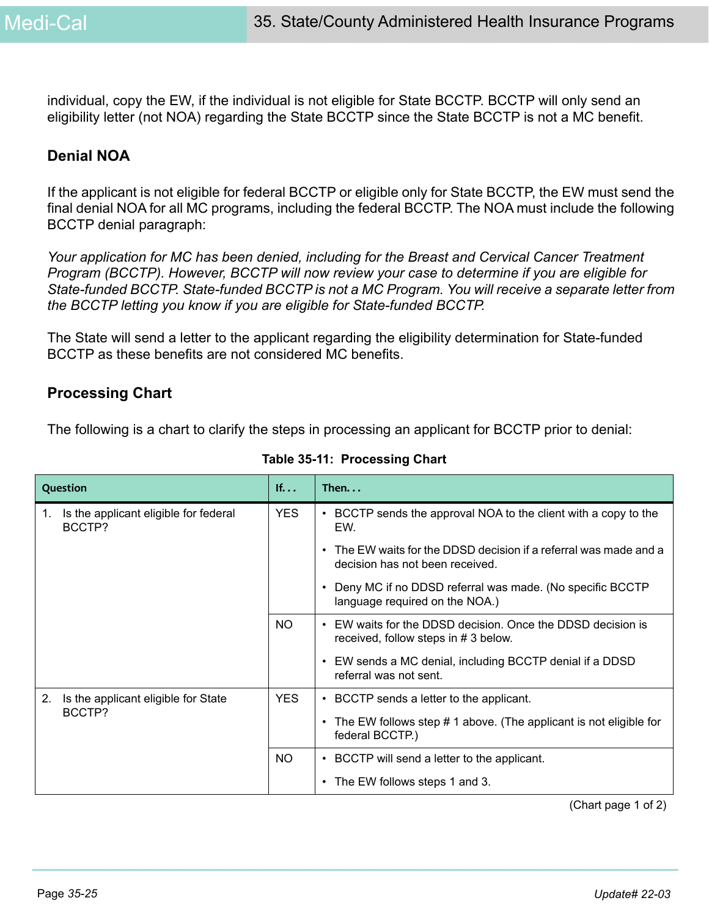individual, copy the EW, if the individual is not eligible for State BCCTP. BCCTP will only send an eligibility letter (not NOA) regarding the State BCCTP since the State BCCTP is not a MC benefit.

### Denial NOA

If the applicant is not eligible for federal BCCTP or eligible only for State BCCTP, the EW must send the final denial NOA for all MC programs, including the federal BCCTP. The NOA must include the following BCCTP denial paragraph:

*Your application for MC has been denied, including for the Breast and Cervical Cancer Treatment Program (BCCTP). However, BCCTP will now review your case to determine if you are eligible for State-funded BCCTP. State-funded BCCTP is not a MC Program. You will receive a separate letter from the BCCTP letting you know if you are eligible for State-funded BCCTP.*

The State will send a letter to the applicant regarding the eligibility determination for State-funded BCCTP as these benefits are not considered MC benefits.

### Processing Chart

The following is a chart to clarify the steps in processing an applicant for BCCTP prior to denial:

**Table 35-11: Processing Chart**

| Question | If. . . | Then. . . |
|---|---|---|
| 1. Is the applicant eligible for federal BCCTP? | YES | • BCCTP sends the approval NOA to the client with a copy to the EW.<br>• The EW waits for the DDSD decision if a referral was made and a decision has not been received.<br>• Deny MC if no DDSD referral was made. (No specific BCCTP language required on the NOA.) |
| | NO | • EW waits for the DDSD decision. Once the DDSD decision is received, follow steps in # 3 below.<br>• EW sends a MC denial, including BCCTP denial if a DDSD referral was not sent. |
| 2. Is the applicant eligible for State BCCTP? | YES | • BCCTP sends a letter to the applicant.<br>• The EW follows step # 1 above. (The applicant is not eligible for federal BCCTP.) |
| | NO | • BCCTP will send a letter to the applicant.<br>• The EW follows steps 1 and 3. |

(Chart page 1 of 2)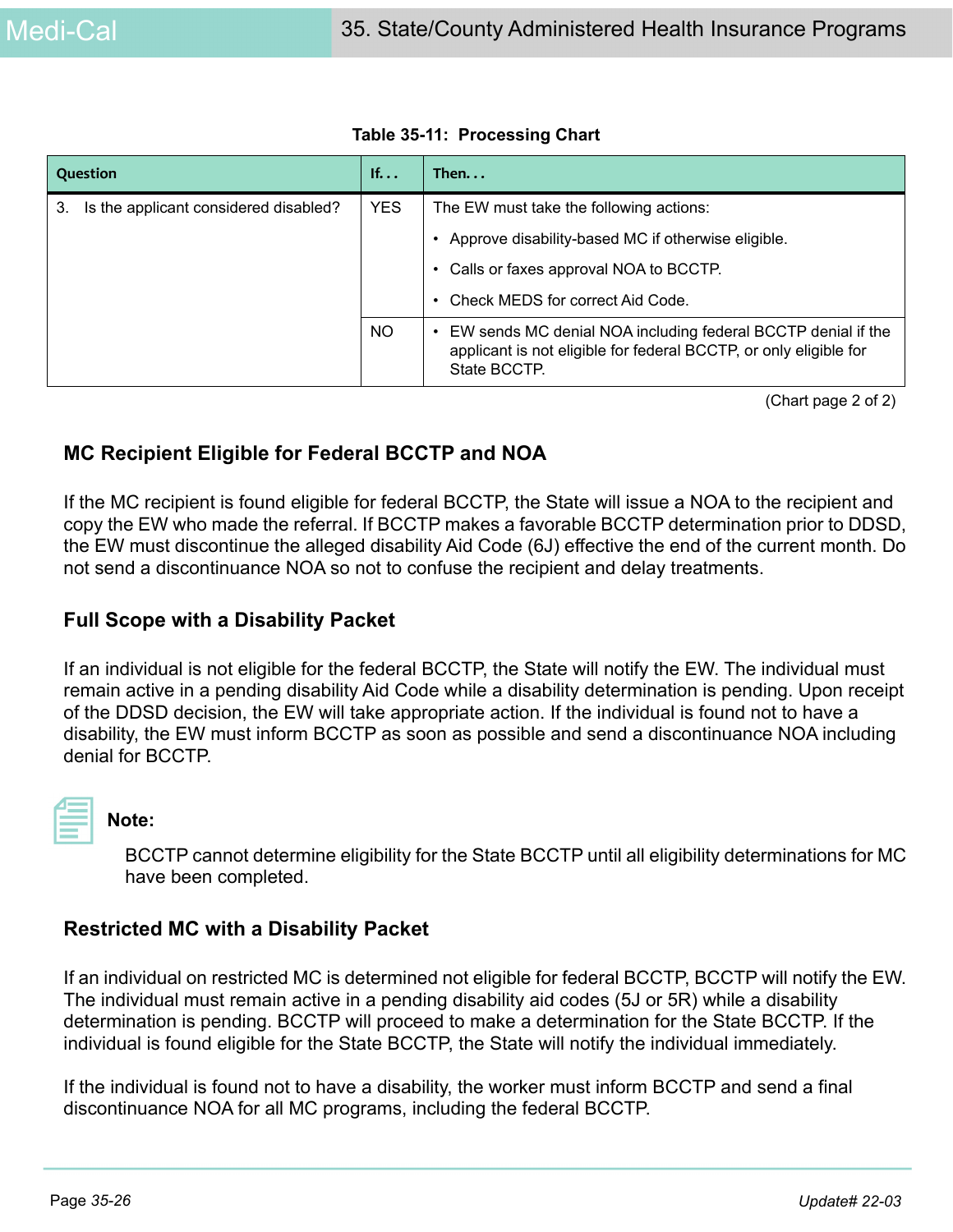**Table 35-11: Processing Chart**

| Question | If. . . | Then. . . |
|---|---|---|
| 3. Is the applicant considered disabled? | YES | The EW must take the following actions:<br>• Approve disability-based MC if otherwise eligible.<br>• Calls or faxes approval NOA to BCCTP.<br>• Check MEDS for correct Aid Code. |
| | NO | • EW sends MC denial NOA including federal BCCTP denial if the applicant is not eligible for federal BCCTP, or only eligible for State BCCTP. |

(Chart page 2 of 2)

### MC Recipient Eligible for Federal BCCTP and NOA

If the MC recipient is found eligible for federal BCCTP, the State will issue a NOA to the recipient and copy the EW who made the referral. If BCCTP makes a favorable BCCTP determination prior to DDSD, the EW must discontinue the alleged disability Aid Code (6J) effective the end of the current month. Do not send a discontinuance NOA so not to confuse the recipient and delay treatments.

### Full Scope with a Disability Packet

If an individual is not eligible for the federal BCCTP, the State will notify the EW. The individual must remain active in a pending disability Aid Code while a disability determination is pending. Upon receipt of the DDSD decision, the EW will take appropriate action. If the individual is found not to have a disability, the EW must inform BCCTP as soon as possible and send a discontinuance NOA including denial for BCCTP.

**Note:**

BCCTP cannot determine eligibility for the State BCCTP until all eligibility determinations for MC have been completed.

### Restricted MC with a Disability Packet

If an individual on restricted MC is determined not eligible for federal BCCTP, BCCTP will notify the EW. The individual must remain active in a pending disability aid codes (5J or 5R) while a disability determination is pending. BCCTP will proceed to make a determination for the State BCCTP. If the individual is found eligible for the State BCCTP, the State will notify the individual immediately.

If the individual is found not to have a disability, the worker must inform BCCTP and send a final discontinuance NOA for all MC programs, including the federal BCCTP.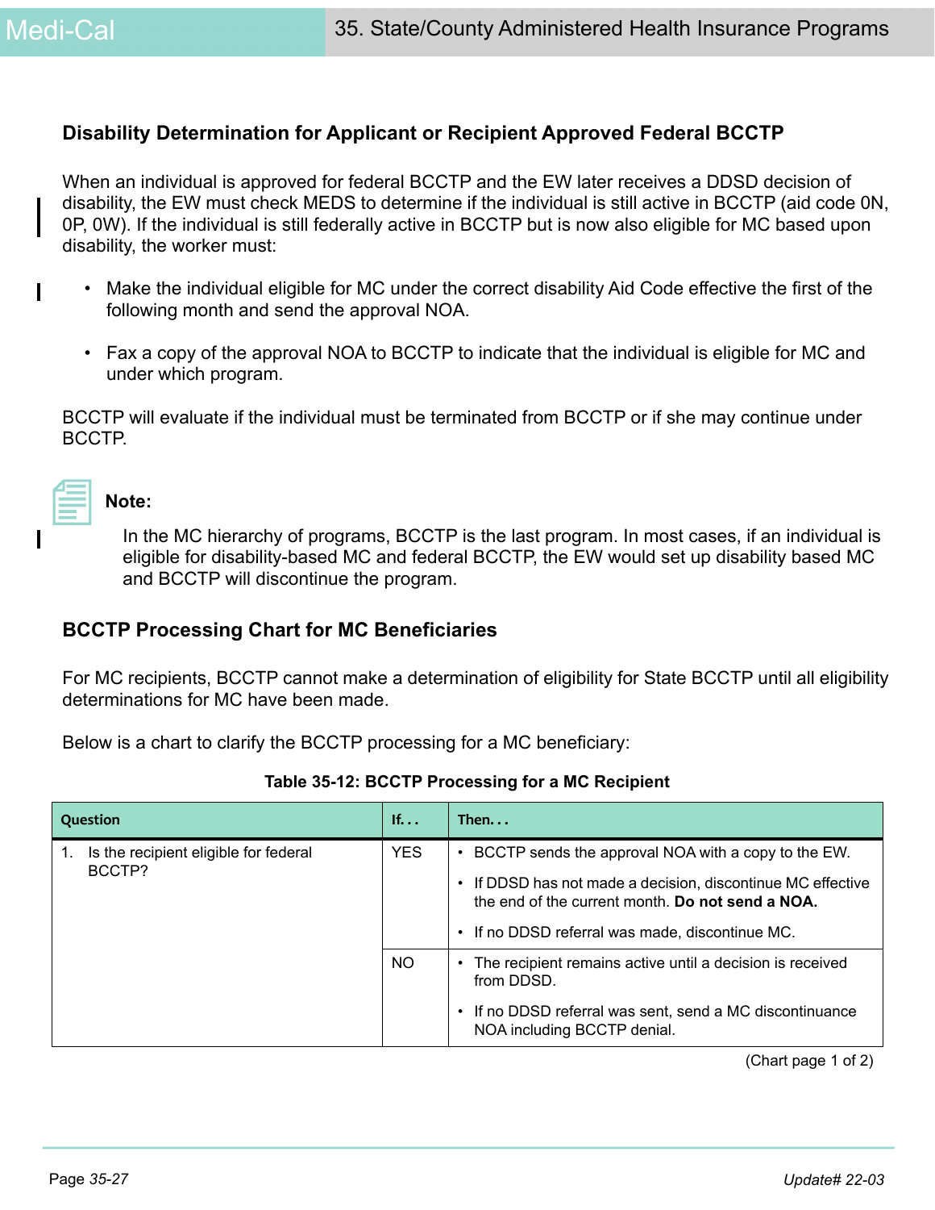### Disability Determination for Applicant or Recipient Approved Federal BCCTP

When an individual is approved for federal BCCTP and the EW later receives a DDSD decision of disability, the EW must check MEDS to determine if the individual is still active in BCCTP (aid code 0N, 0P, 0W). If the individual is still federally active in BCCTP but is now also eligible for MC based upon disability, the worker must:

- Make the individual eligible for MC under the correct disability Aid Code effective the first of the following month and send the approval NOA.
- Fax a copy of the approval NOA to BCCTP to indicate that the individual is eligible for MC and under which program.

BCCTP will evaluate if the individual must be terminated from BCCTP or if she may continue under BCCTP.

**Note:**

In the MC hierarchy of programs, BCCTP is the last program. In most cases, if an individual is eligible for disability-based MC and federal BCCTP, the EW would set up disability based MC and BCCTP will discontinue the program.

### BCCTP Processing Chart for MC Beneficiaries

For MC recipients, BCCTP cannot make a determination of eligibility for State BCCTP until all eligibility determinations for MC have been made.

Below is a chart to clarify the BCCTP processing for a MC beneficiary:

**Table 35-12: BCCTP Processing for a MC Recipient**

| Question | If. . . | Then. . . |
|---|---|---|
| 1. Is the recipient eligible for federal BCCTP? | YES | • BCCTP sends the approval NOA with a copy to the EW.<br>• If DDSD has not made a decision, discontinue MC effective the end of the current month. **Do not send a NOA.**<br>• If no DDSD referral was made, discontinue MC. |
| | NO | • The recipient remains active until a decision is received from DDSD.<br>• If no DDSD referral was sent, send a MC discontinuance NOA including BCCTP denial. |

(Chart page 1 of 2)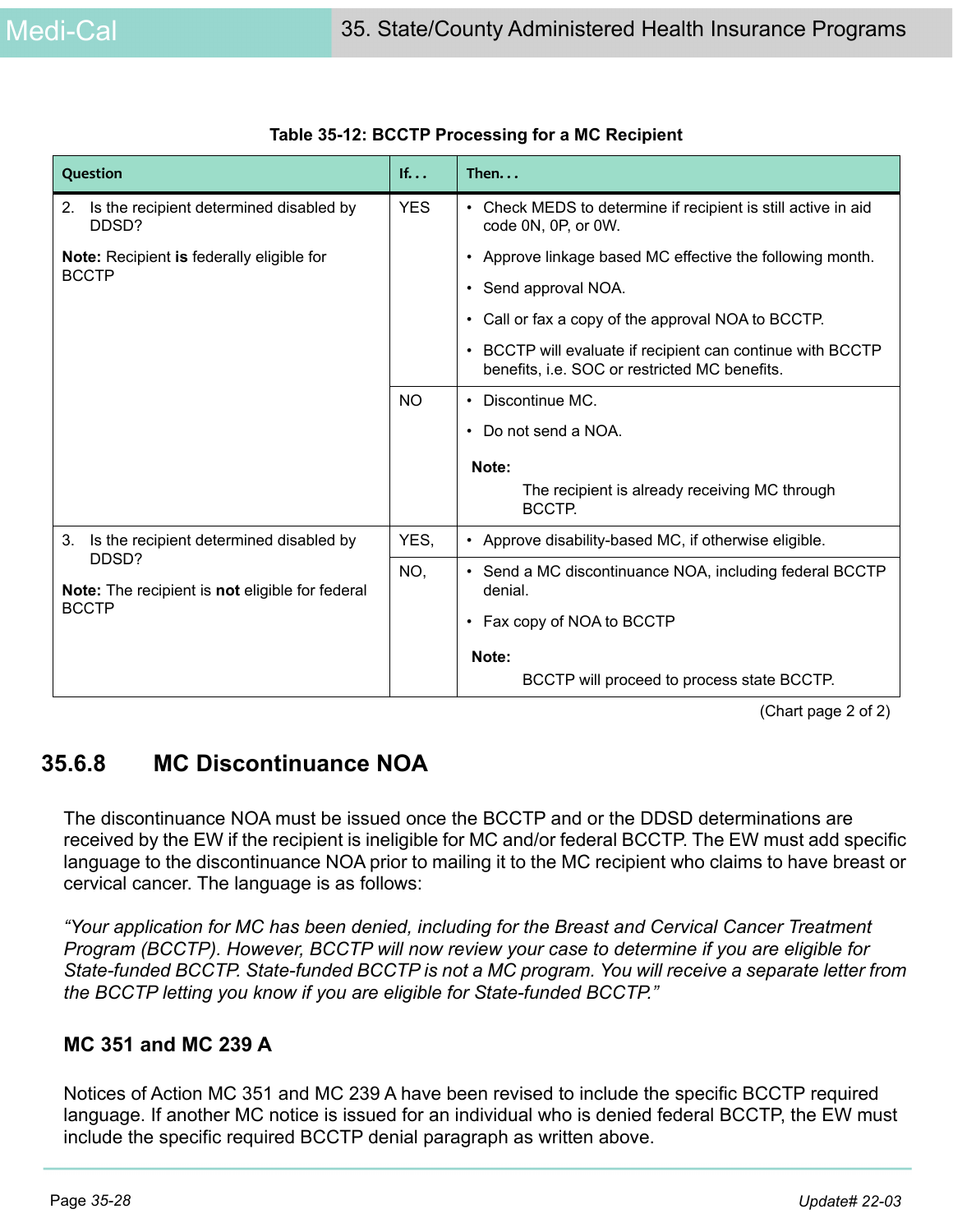**Table 35-12: BCCTP Processing for a MC Recipient**

| Question | If. . . | Then. . . |
|---|---|---|
| 2. Is the recipient determined disabled by DDSD?<br><br>**Note:** Recipient **is** federally eligible for BCCTP | YES | • Check MEDS to determine if recipient is still active in aid code 0N, 0P, or 0W.<br>• Approve linkage based MC effective the following month.<br>• Send approval NOA.<br>• Call or fax a copy of the approval NOA to BCCTP.<br>• BCCTP will evaluate if recipient can continue with BCCTP benefits, i.e. SOC or restricted MC benefits. |
| | NO | • Discontinue MC.<br>• Do not send a NOA.<br><br>**Note:**<br>The recipient is already receiving MC through BCCTP. |
| 3. Is the recipient determined disabled by DDSD?<br><br>**Note:** The recipient is **not** eligible for federal BCCTP | YES, | • Approve disability-based MC, if otherwise eligible. |
| | NO, | • Send a MC discontinuance NOA, including federal BCCTP denial.<br>• Fax copy of NOA to BCCTP<br><br>**Note:**<br>BCCTP will proceed to process state BCCTP. |

(Chart page 2 of 2)

## 35.6.8 MC Discontinuance NOA

The discontinuance NOA must be issued once the BCCTP and or the DDSD determinations are received by the EW if the recipient is ineligible for MC and/or federal BCCTP. The EW must add specific language to the discontinuance NOA prior to mailing it to the MC recipient who claims to have breast or cervical cancer. The language is as follows:

*"Your application for MC has been denied, including for the Breast and Cervical Cancer Treatment Program (BCCTP). However, BCCTP will now review your case to determine if you are eligible for State-funded BCCTP. State-funded BCCTP is not a MC program. You will receive a separate letter from the BCCTP letting you know if you are eligible for State-funded BCCTP."*

### MC 351 and MC 239 A

Notices of Action MC 351 and MC 239 A have been revised to include the specific BCCTP required language. If another MC notice is issued for an individual who is denied federal BCCTP, the EW must include the specific required BCCTP denial paragraph as written above.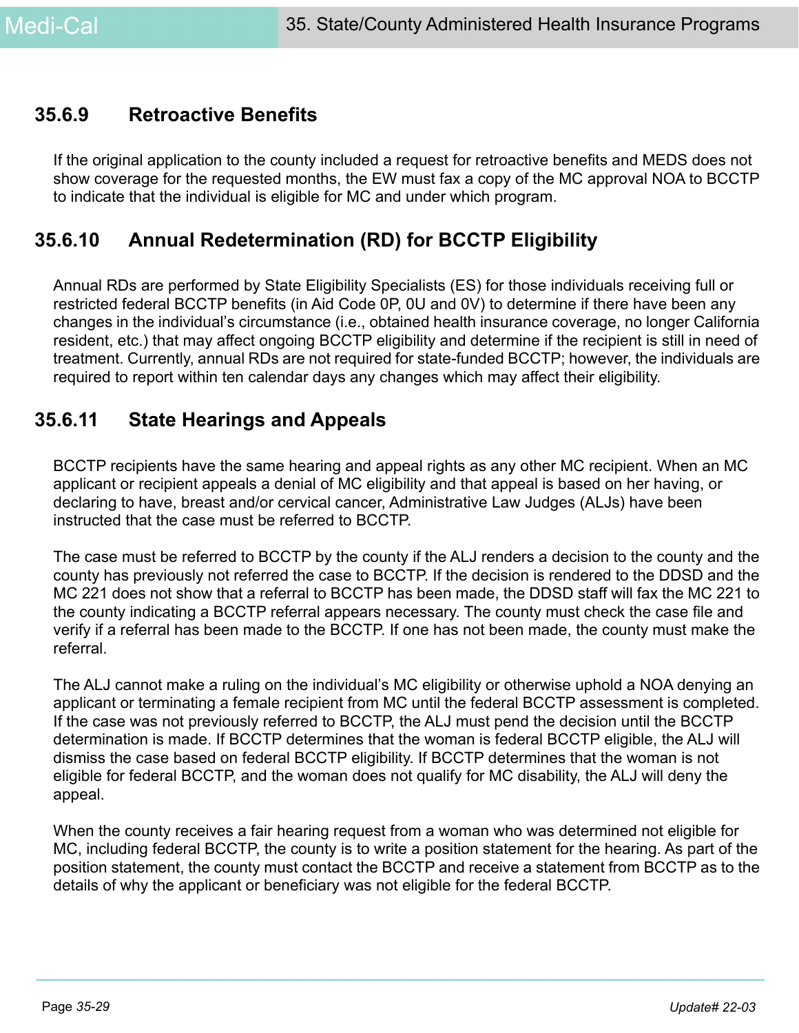### 35.6.9 Retroactive Benefits

If the original application to the county included a request for retroactive benefits and MEDS does not show coverage for the requested months, the EW must fax a copy of the MC approval NOA to BCCTP to indicate that the individual is eligible for MC and under which program.

### 35.6.10 Annual Redetermination (RD) for BCCTP Eligibility

Annual RDs are performed by State Eligibility Specialists (ES) for those individuals receiving full or restricted federal BCCTP benefits (in Aid Code 0P, 0U and 0V) to determine if there have been any changes in the individual's circumstance (i.e., obtained health insurance coverage, no longer California resident, etc.) that may affect ongoing BCCTP eligibility and determine if the recipient is still in need of treatment. Currently, annual RDs are not required for state-funded BCCTP; however, the individuals are required to report within ten calendar days any changes which may affect their eligibility.

### 35.6.11 State Hearings and Appeals

BCCTP recipients have the same hearing and appeal rights as any other MC recipient. When an MC applicant or recipient appeals a denial of MC eligibility and that appeal is based on her having, or declaring to have, breast and/or cervical cancer, Administrative Law Judges (ALJs) have been instructed that the case must be referred to BCCTP.

The case must be referred to BCCTP by the county if the ALJ renders a decision to the county and the county has previously not referred the case to BCCTP. If the decision is rendered to the DDSD and the MC 221 does not show that a referral to BCCTP has been made, the DDSD staff will fax the MC 221 to the county indicating a BCCTP referral appears necessary. The county must check the case file and verify if a referral has been made to the BCCTP. If one has not been made, the county must make the referral.

The ALJ cannot make a ruling on the individual's MC eligibility or otherwise uphold a NOA denying an applicant or terminating a female recipient from MC until the federal BCCTP assessment is completed. If the case was not previously referred to BCCTP, the ALJ must pend the decision until the BCCTP determination is made. If BCCTP determines that the woman is federal BCCTP eligible, the ALJ will dismiss the case based on federal BCCTP eligibility. If BCCTP determines that the woman is not eligible for federal BCCTP, and the woman does not qualify for MC disability, the ALJ will deny the appeal.

When the county receives a fair hearing request from a woman who was determined not eligible for MC, including federal BCCTP, the county is to write a position statement for the hearing. As part of the position statement, the county must contact the BCCTP and receive a statement from BCCTP as to the details of why the applicant or beneficiary was not eligible for the federal BCCTP.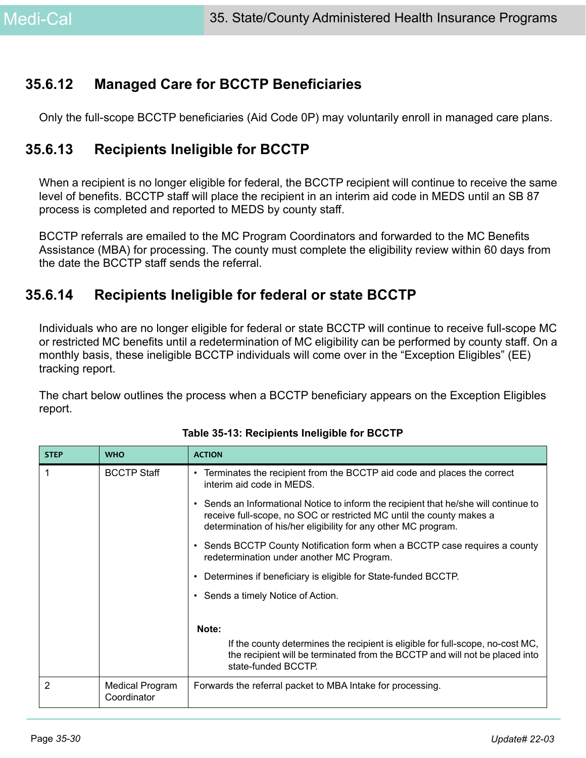### 35.6.12 Managed Care for BCCTP Beneficiaries

Only the full-scope BCCTP beneficiaries (Aid Code 0P) may voluntarily enroll in managed care plans.

### 35.6.13 Recipients Ineligible for BCCTP

When a recipient is no longer eligible for federal, the BCCTP recipient will continue to receive the same level of benefits. BCCTP staff will place the recipient in an interim aid code in MEDS until an SB 87 process is completed and reported to MEDS by county staff.

BCCTP referrals are emailed to the MC Program Coordinators and forwarded to the MC Benefits Assistance (MBA) for processing. The county must complete the eligibility review within 60 days from the date the BCCTP staff sends the referral.

### 35.6.14 Recipients Ineligible for federal or state BCCTP

Individuals who are no longer eligible for federal or state BCCTP will continue to receive full-scope MC or restricted MC benefits until a redetermination of MC eligibility can be performed by county staff. On a monthly basis, these ineligible BCCTP individuals will come over in the "Exception Eligibles" (EE) tracking report.

The chart below outlines the process when a BCCTP beneficiary appears on the Exception Eligibles report.

**Table 35-13: Recipients Ineligible for BCCTP**

| STEP | WHO | ACTION |
|---|---|---|
| 1 | BCCTP Staff | • Terminates the recipient from the BCCTP aid code and places the correct interim aid code in MEDS.<br>• Sends an Informational Notice to inform the recipient that he/she will continue to receive full-scope, no SOC or restricted MC until the county makes a determination of his/her eligibility for any other MC program.<br>• Sends BCCTP County Notification form when a BCCTP case requires a county redetermination under another MC Program.<br>• Determines if beneficiary is eligible for State-funded BCCTP.<br>• Sends a timely Notice of Action.<br><br>**Note:**<br>If the county determines the recipient is eligible for full-scope, no-cost MC, the recipient will be terminated from the BCCTP and will not be placed into state-funded BCCTP. |
| 2 | Medical Program Coordinator | Forwards the referral packet to MBA Intake for processing. |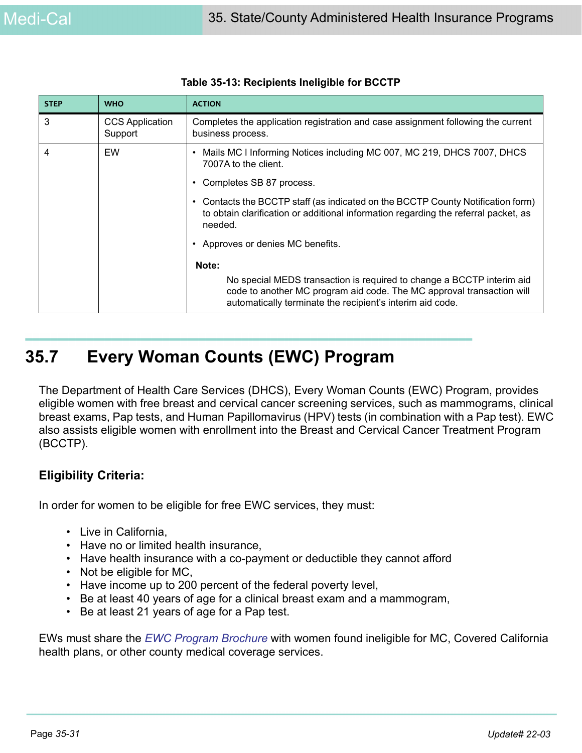**Table 35-13: Recipients Ineligible for BCCTP**

| STEP | WHO | ACTION |
|---|---|---|
| 3 | CCS Application Support | Completes the application registration and case assignment following the current business process. |
| 4 | EW | • Mails MC I Informing Notices including MC 007, MC 219, DHCS 7007, DHCS 7007A to the client.<br>• Completes SB 87 process.<br>• Contacts the BCCTP staff (as indicated on the BCCTP County Notification form) to obtain clarification or additional information regarding the referral packet, as needed.<br>• Approves or denies MC benefits.<br>**Note:**<br>No special MEDS transaction is required to change a BCCTP interim aid code to another MC program aid code. The MC approval transaction will automatically terminate the recipient's interim aid code. |

## 35.7 Every Woman Counts (EWC) Program

The Department of Health Care Services (DHCS), Every Woman Counts (EWC) Program, provides eligible women with free breast and cervical cancer screening services, such as mammograms, clinical breast exams, Pap tests, and Human Papillomavirus (HPV) tests (in combination with a Pap test). EWC also assists eligible women with enrollment into the Breast and Cervical Cancer Treatment Program (BCCTP).

### Eligibility Criteria:

In order for women to be eligible for free EWC services, they must:

- Live in California,
- Have no or limited health insurance,
- Have health insurance with a co-payment or deductible they cannot afford
- Not be eligible for MC,
- Have income up to 200 percent of the federal poverty level,
- Be at least 40 years of age for a clinical breast exam and a mammogram,
- Be at least 21 years of age for a Pap test.

EWs must share the *EWC Program Brochure* with women found ineligible for MC, Covered California health plans, or other county medical coverage services.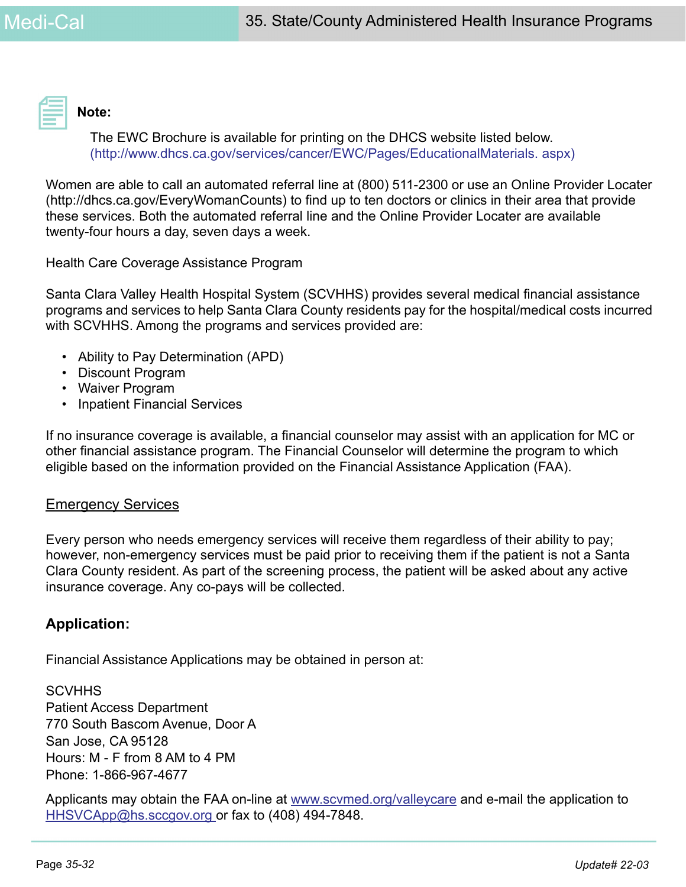**Note:**

The EWC Brochure is available for printing on the DHCS website listed below.
(http://www.dhcs.ca.gov/services/cancer/EWC/Pages/EducationalMaterials. aspx)

Women are able to call an automated referral line at (800) 511-2300 or use an Online Provider Locater (http://dhcs.ca.gov/EveryWomanCounts) to find up to ten doctors or clinics in their area that provide these services. Both the automated referral line and the Online Provider Locater are available twenty-four hours a day, seven days a week.

Health Care Coverage Assistance Program

Santa Clara Valley Health Hospital System (SCVHHS) provides several medical financial assistance programs and services to help Santa Clara County residents pay for the hospital/medical costs incurred with SCVHHS. Among the programs and services provided are:

- Ability to Pay Determination (APD)
- Discount Program
- Waiver Program
- Inpatient Financial Services

If no insurance coverage is available, a financial counselor may assist with an application for MC or other financial assistance program. The Financial Counselor will determine the program to which eligible based on the information provided on the Financial Assistance Application (FAA).

Emergency Services

Every person who needs emergency services will receive them regardless of their ability to pay; however, non-emergency services must be paid prior to receiving them if the patient is not a Santa Clara County resident. As part of the screening process, the patient will be asked about any active insurance coverage. Any co-pays will be collected.

**Application:**

Financial Assistance Applications may be obtained in person at:

SCVHHS
Patient Access Department
770 South Bascom Avenue, Door A
San Jose, CA 95128
Hours: M - F from 8 AM to 4 PM
Phone: 1-866-967-4677

Applicants may obtain the FAA on-line at www.scvmed.org/valleycare and e-mail the application to HHSVCApp@hs.sccgov.org or fax to (408) 494-7848.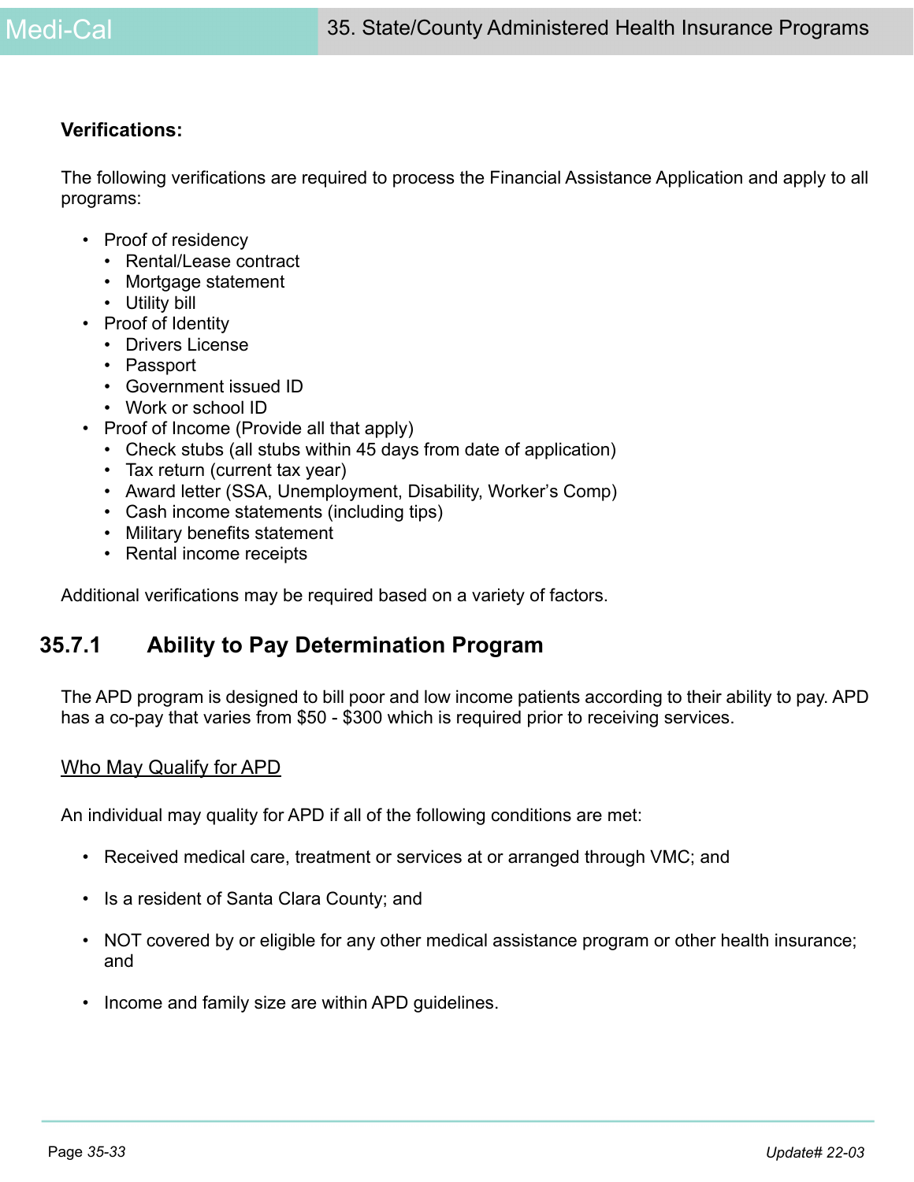**Verifications:**

The following verifications are required to process the Financial Assistance Application and apply to all programs:

- Proof of residency
  - Rental/Lease contract
  - Mortgage statement
  - Utility bill
- Proof of Identity
  - Drivers License
  - Passport
  - Government issued ID
  - Work or school ID
- Proof of Income (Provide all that apply)
  - Check stubs (all stubs within 45 days from date of application)
  - Tax return (current tax year)
  - Award letter (SSA, Unemployment, Disability, Worker's Comp)
  - Cash income statements (including tips)
  - Military benefits statement
  - Rental income receipts

Additional verifications may be required based on a variety of factors.

## 35.7.1 Ability to Pay Determination Program

The APD program is designed to bill poor and low income patients according to their ability to pay. APD has a co-pay that varies from $50 - $300 which is required prior to receiving services.

<u>Who May Qualify for APD</u>

An individual may quality for APD if all of the following conditions are met:

- Received medical care, treatment or services at or arranged through VMC; and
- Is a resident of Santa Clara County; and
- NOT covered by or eligible for any other medical assistance program or other health insurance; and
- Income and family size are within APD guidelines.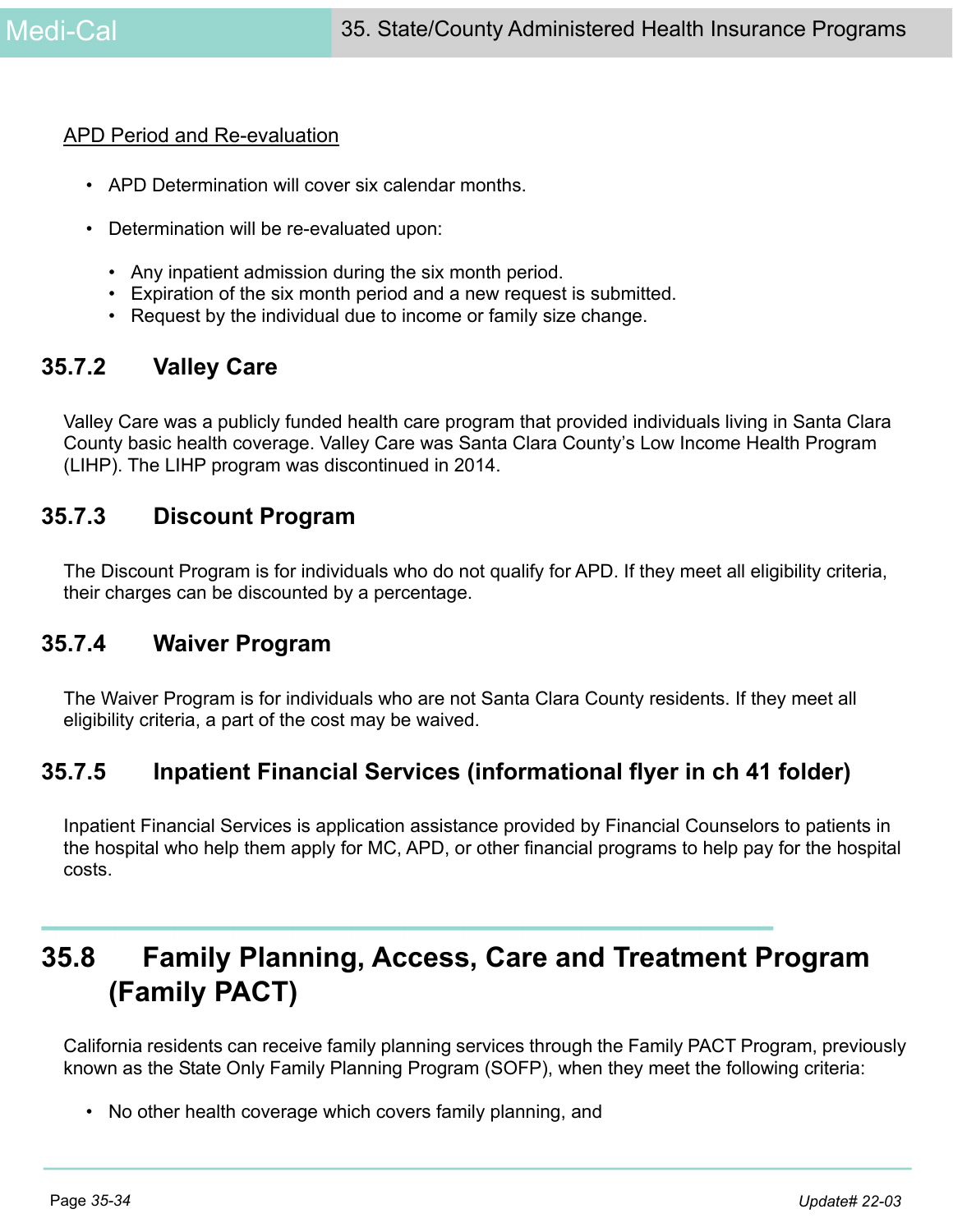APD Period and Re-evaluation

- APD Determination will cover six calendar months.
- Determination will be re-evaluated upon:
  - Any inpatient admission during the six month period.
  - Expiration of the six month period and a new request is submitted.
  - Request by the individual due to income or family size change.

### 35.7.2 Valley Care

Valley Care was a publicly funded health care program that provided individuals living in Santa Clara County basic health coverage. Valley Care was Santa Clara County's Low Income Health Program (LIHP). The LIHP program was discontinued in 2014.

### 35.7.3 Discount Program

The Discount Program is for individuals who do not qualify for APD. If they meet all eligibility criteria, their charges can be discounted by a percentage.

### 35.7.4 Waiver Program

The Waiver Program is for individuals who are not Santa Clara County residents. If they meet all eligibility criteria, a part of the cost may be waived.

### 35.7.5 Inpatient Financial Services (informational flyer in ch 41 folder)

Inpatient Financial Services is application assistance provided by Financial Counselors to patients in the hospital who help them apply for MC, APD, or other financial programs to help pay for the hospital costs.

## 35.8 Family Planning, Access, Care and Treatment Program (Family PACT)

California residents can receive family planning services through the Family PACT Program, previously known as the State Only Family Planning Program (SOFP), when they meet the following criteria:

- No other health coverage which covers family planning, and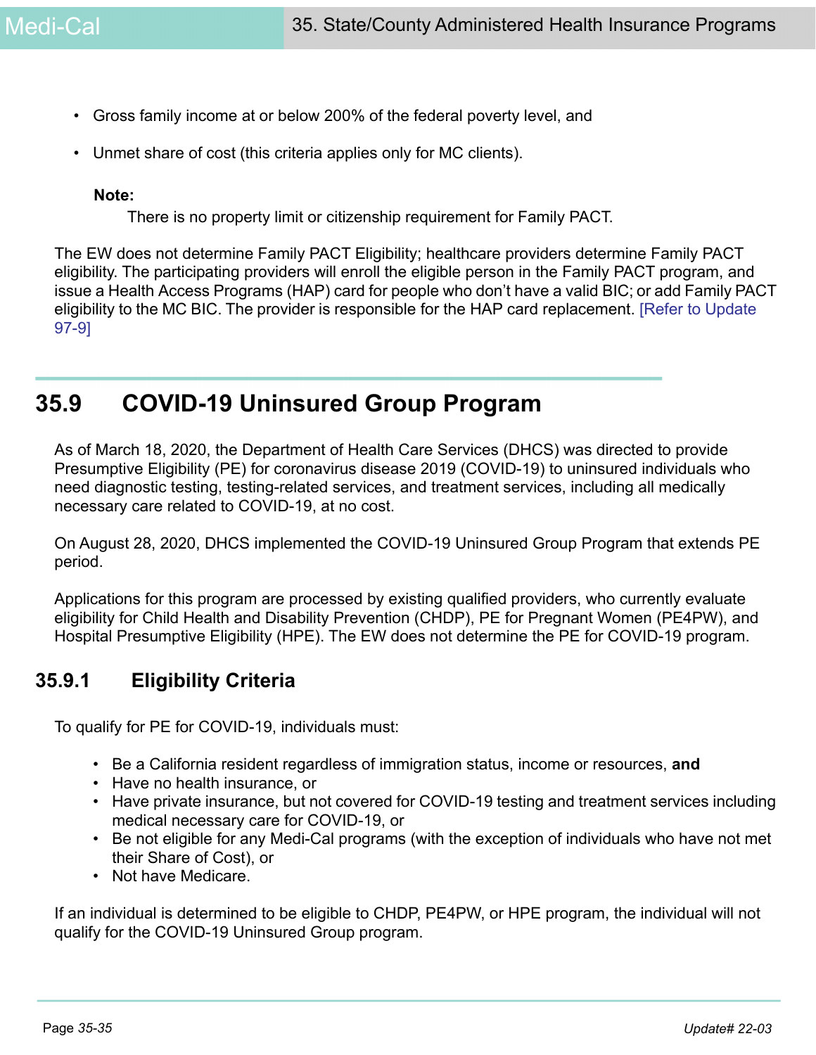- Gross family income at or below 200% of the federal poverty level, and
- Unmet share of cost (this criteria applies only for MC clients).

**Note:**
There is no property limit or citizenship requirement for Family PACT.

The EW does not determine Family PACT Eligibility; healthcare providers determine Family PACT eligibility. The participating providers will enroll the eligible person in the Family PACT program, and issue a Health Access Programs (HAP) card for people who don't have a valid BIC; or add Family PACT eligibility to the MC BIC. The provider is responsible for the HAP card replacement. [Refer to Update 97-9]

## 35.9 COVID-19 Uninsured Group Program

As of March 18, 2020, the Department of Health Care Services (DHCS) was directed to provide Presumptive Eligibility (PE) for coronavirus disease 2019 (COVID-19) to uninsured individuals who need diagnostic testing, testing-related services, and treatment services, including all medically necessary care related to COVID-19, at no cost.

On August 28, 2020, DHCS implemented the COVID-19 Uninsured Group Program that extends PE period.

Applications for this program are processed by existing qualified providers, who currently evaluate eligibility for Child Health and Disability Prevention (CHDP), PE for Pregnant Women (PE4PW), and Hospital Presumptive Eligibility (HPE). The EW does not determine the PE for COVID-19 program.

### 35.9.1 Eligibility Criteria

To qualify for PE for COVID-19, individuals must:

- Be a California resident regardless of immigration status, income or resources, **and**
- Have no health insurance, or
- Have private insurance, but not covered for COVID-19 testing and treatment services including medical necessary care for COVID-19, or
- Be not eligible for any Medi-Cal programs (with the exception of individuals who have not met their Share of Cost), or
- Not have Medicare.

If an individual is determined to be eligible to CHDP, PE4PW, or HPE program, the individual will not qualify for the COVID-19 Uninsured Group program.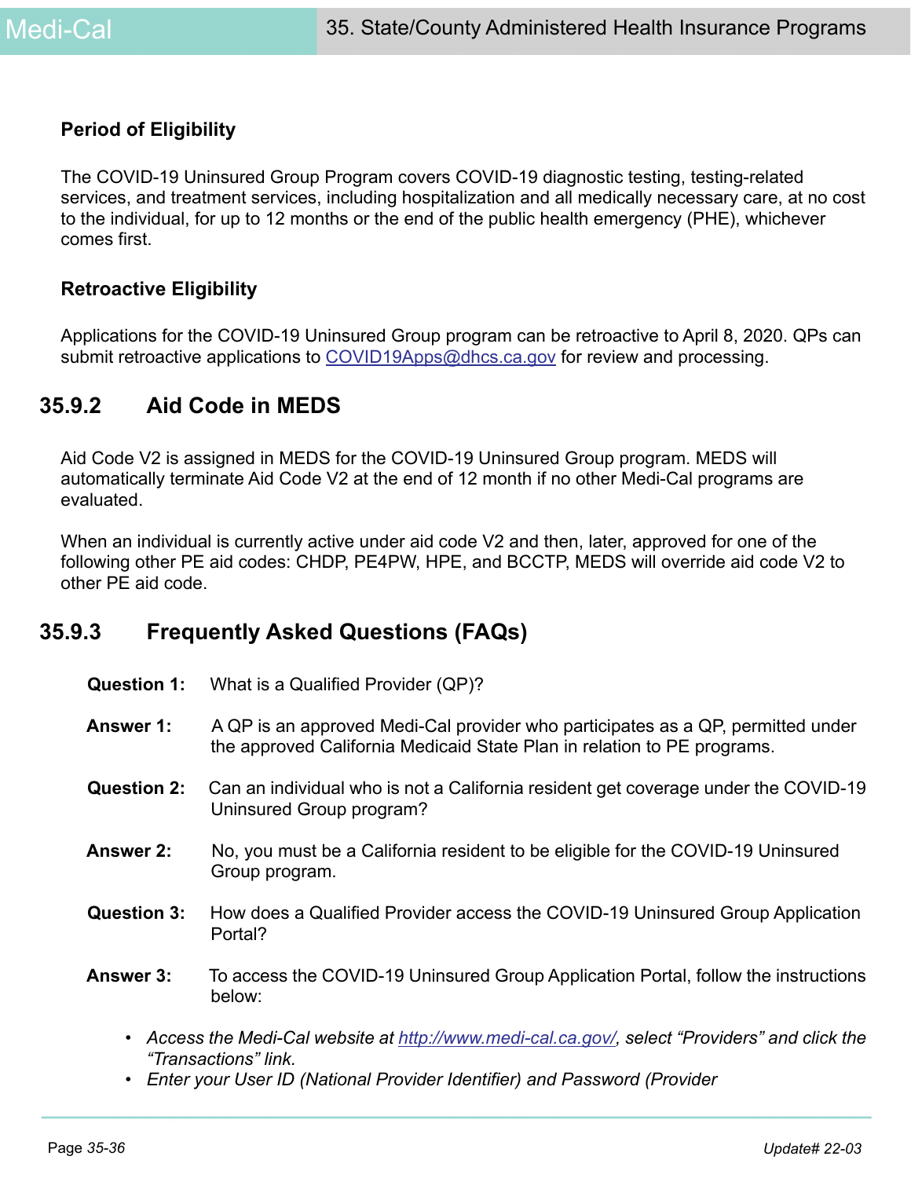#### Period of Eligibility

The COVID-19 Uninsured Group Program covers COVID-19 diagnostic testing, testing-related services, and treatment services, including hospitalization and all medically necessary care, at no cost to the individual, for up to 12 months or the end of the public health emergency (PHE), whichever comes first.

#### Retroactive Eligibility

Applications for the COVID-19 Uninsured Group program can be retroactive to April 8, 2020. QPs can submit retroactive applications to COVID19Apps@dhcs.ca.gov for review and processing.

### 35.9.2 Aid Code in MEDS

Aid Code V2 is assigned in MEDS for the COVID-19 Uninsured Group program. MEDS will automatically terminate Aid Code V2 at the end of 12 month if no other Medi-Cal programs are evaluated.

When an individual is currently active under aid code V2 and then, later, approved for one of the following other PE aid codes: CHDP, PE4PW, HPE, and BCCTP, MEDS will override aid code V2 to other PE aid code.

### 35.9.3 Frequently Asked Questions (FAQs)

**Question 1:** What is a Qualified Provider (QP)?

**Answer 1:** A QP is an approved Medi-Cal provider who participates as a QP, permitted under the approved California Medicaid State Plan in relation to PE programs.

**Question 2:** Can an individual who is not a California resident get coverage under the COVID-19 Uninsured Group program?

**Answer 2:** No, you must be a California resident to be eligible for the COVID-19 Uninsured Group program.

**Question 3:** How does a Qualified Provider access the COVID-19 Uninsured Group Application Portal?

**Answer 3:** To access the COVID-19 Uninsured Group Application Portal, follow the instructions below:

- *Access the Medi-Cal website at http://www.medi-cal.ca.gov/, select "Providers" and click the "Transactions" link.*
- *Enter your User ID (National Provider Identifier) and Password (Provider*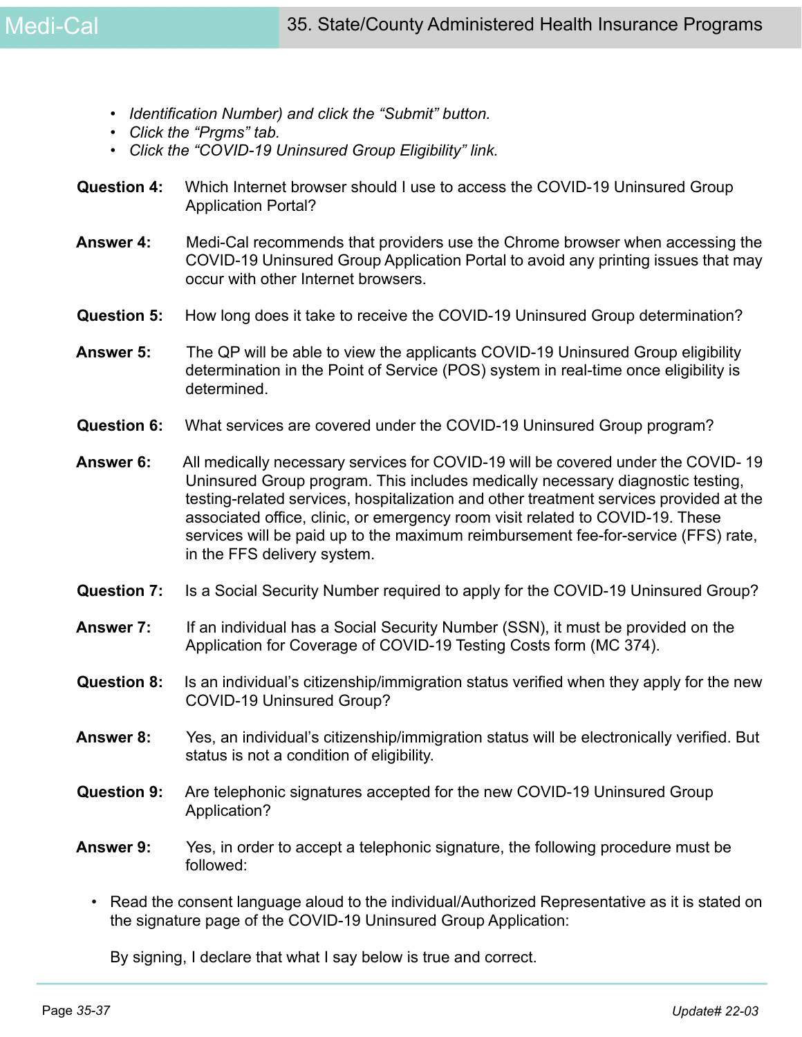- *Identification Number) and click the "Submit" button.*
- *Click the "Prgms" tab.*
- *Click the "COVID-19 Uninsured Group Eligibility" link.*

**Question 4:** Which Internet browser should I use to access the COVID-19 Uninsured Group Application Portal?

**Answer 4:** Medi-Cal recommends that providers use the Chrome browser when accessing the COVID-19 Uninsured Group Application Portal to avoid any printing issues that may occur with other Internet browsers.

**Question 5:** How long does it take to receive the COVID-19 Uninsured Group determination?

**Answer 5:** The QP will be able to view the applicants COVID-19 Uninsured Group eligibility determination in the Point of Service (POS) system in real-time once eligibility is determined.

**Question 6:** What services are covered under the COVID-19 Uninsured Group program?

**Answer 6:** All medically necessary services for COVID-19 will be covered under the COVID- 19 Uninsured Group program. This includes medically necessary diagnostic testing, testing-related services, hospitalization and other treatment services provided at the associated office, clinic, or emergency room visit related to COVID-19. These services will be paid up to the maximum reimbursement fee-for-service (FFS) rate, in the FFS delivery system.

**Question 7:** Is a Social Security Number required to apply for the COVID-19 Uninsured Group?

**Answer 7:** If an individual has a Social Security Number (SSN), it must be provided on the Application for Coverage of COVID-19 Testing Costs form (MC 374).

**Question 8:** Is an individual's citizenship/immigration status verified when they apply for the new COVID-19 Uninsured Group?

**Answer 8:** Yes, an individual's citizenship/immigration status will be electronically verified. But status is not a condition of eligibility.

**Question 9:** Are telephonic signatures accepted for the new COVID-19 Uninsured Group Application?

**Answer 9:** Yes, in order to accept a telephonic signature, the following procedure must be followed:

- Read the consent language aloud to the individual/Authorized Representative as it is stated on the signature page of the COVID-19 Uninsured Group Application:

  By signing, I declare that what I say below is true and correct.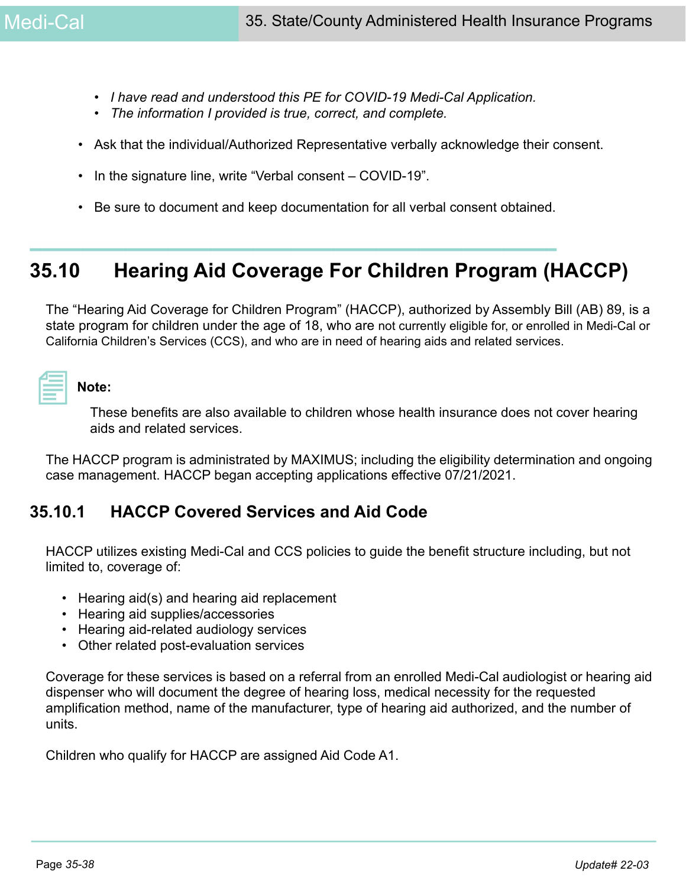- *I have read and understood this PE for COVID-19 Medi-Cal Application.*
- *The information I provided is true, correct, and complete.*

- Ask that the individual/Authorized Representative verbally acknowledge their consent.
- In the signature line, write "Verbal consent – COVID-19".
- Be sure to document and keep documentation for all verbal consent obtained.

## 35.10 Hearing Aid Coverage For Children Program (HACCP)

The "Hearing Aid Coverage for Children Program" (HACCP), authorized by Assembly Bill (AB) 89, is a state program for children under the age of 18, who are not currently eligible for, or enrolled in Medi-Cal or California Children's Services (CCS), and who are in need of hearing aids and related services.

**Note:**

These benefits are also available to children whose health insurance does not cover hearing aids and related services.

The HACCP program is administrated by MAXIMUS; including the eligibility determination and ongoing case management. HACCP began accepting applications effective 07/21/2021.

### 35.10.1 HACCP Covered Services and Aid Code

HACCP utilizes existing Medi-Cal and CCS policies to guide the benefit structure including, but not limited to, coverage of:

- Hearing aid(s) and hearing aid replacement
- Hearing aid supplies/accessories
- Hearing aid-related audiology services
- Other related post-evaluation services

Coverage for these services is based on a referral from an enrolled Medi-Cal audiologist or hearing aid dispenser who will document the degree of hearing loss, medical necessity for the requested amplification method, name of the manufacturer, type of hearing aid authorized, and the number of units.

Children who qualify for HACCP are assigned Aid Code A1.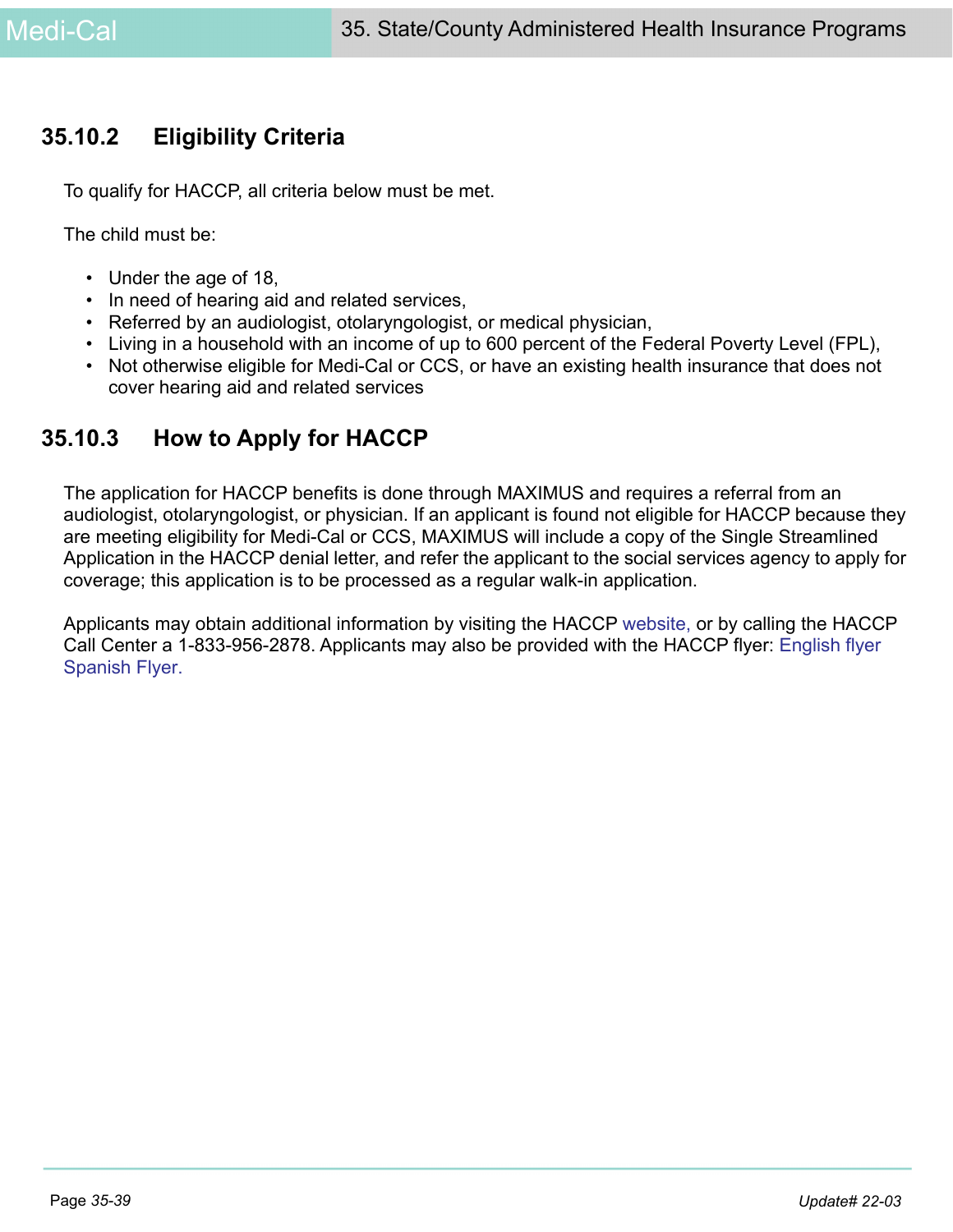## 35.10.2 Eligibility Criteria

To qualify for HACCP, all criteria below must be met.

The child must be:

- Under the age of 18,
- In need of hearing aid and related services,
- Referred by an audiologist, otolaryngologist, or medical physician,
- Living in a household with an income of up to 600 percent of the Federal Poverty Level (FPL),
- Not otherwise eligible for Medi-Cal or CCS, or have an existing health insurance that does not cover hearing aid and related services

## 35.10.3 How to Apply for HACCP

The application for HACCP benefits is done through MAXIMUS and requires a referral from an audiologist, otolaryngologist, or physician. If an applicant is found not eligible for HACCP because they are meeting eligibility for Medi-Cal or CCS, MAXIMUS will include a copy of the Single Streamlined Application in the HACCP denial letter, and refer the applicant to the social services agency to apply for coverage; this application is to be processed as a regular walk-in application.

Applicants may obtain additional information by visiting the HACCP website, or by calling the HACCP Call Center a 1-833-956-2878. Applicants may also be provided with the HACCP flyer: English flyer Spanish Flyer.